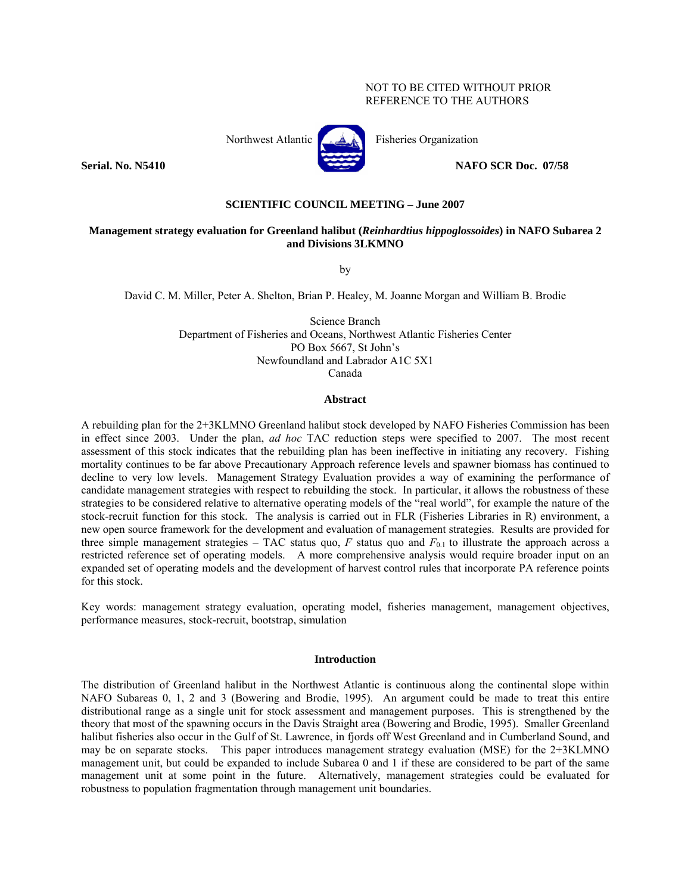NOT TO BE CITED WITHOUT PRIOR REFERENCE TO THE AUTHORS

Northwest Atlantic Fisheries Organization

**Serial. No. N5410** **NAFO SCR Doc. 07/58**

**SCIENTIFIC COUNCIL MEETING – June 2007**

# Management strategy evaluation for Greenland halibut (*Reinhardtius hippoglossoides*) in NAFO Subarea 2 and Divisions 3LKMNO

by

David C. M. Miller, Peter A. Shelton, Brian P. Healey, M. Joanne Morgan and William B. Brodie

Science Branch
Department of Fisheries and Oceans, Northwest Atlantic Fisheries Center
PO Box 5667, St John's
Newfoundland and Labrador A1C 5X1
Canada

## Abstract

A rebuilding plan for the 2+3KLMNO Greenland halibut stock developed by NAFO Fisheries Commission has been in effect since 2003. Under the plan, *ad hoc* TAC reduction steps were specified to 2007. The most recent assessment of this stock indicates that the rebuilding plan has been ineffective in initiating any recovery. Fishing mortality continues to be far above Precautionary Approach reference levels and spawner biomass has continued to decline to very low levels. Management Strategy Evaluation provides a way of examining the performance of candidate management strategies with respect to rebuilding the stock. In particular, it allows the robustness of these strategies to be considered relative to alternative operating models of the "real world", for example the nature of the stock-recruit function for this stock. The analysis is carried out in FLR (Fisheries Libraries in R) environment, a new open source framework for the development and evaluation of management strategies. Results are provided for three simple management strategies – TAC status quo, *F* status quo and $F_{0.1}$ to illustrate the approach across a restricted reference set of operating models. A more comprehensive analysis would require broader input on an expanded set of operating models and the development of harvest control rules that incorporate PA reference points for this stock.

Key words: management strategy evaluation, operating model, fisheries management, management objectives, performance measures, stock-recruit, bootstrap, simulation

## Introduction

The distribution of Greenland halibut in the Northwest Atlantic is continuous along the continental slope within NAFO Subareas 0, 1, 2 and 3 (Bowering and Brodie, 1995). An argument could be made to treat this entire distributional range as a single unit for stock assessment and management purposes. This is strengthened by the theory that most of the spawning occurs in the Davis Straight area (Bowering and Brodie, 1995). Smaller Greenland halibut fisheries also occur in the Gulf of St. Lawrence, in fjords off West Greenland and in Cumberland Sound, and may be on separate stocks. This paper introduces management strategy evaluation (MSE) for the 2+3KLMNO management unit, but could be expanded to include Subarea 0 and 1 if these are considered to be part of the same management unit at some point in the future. Alternatively, management strategies could be evaluated for robustness to population fragmentation through management unit boundaries.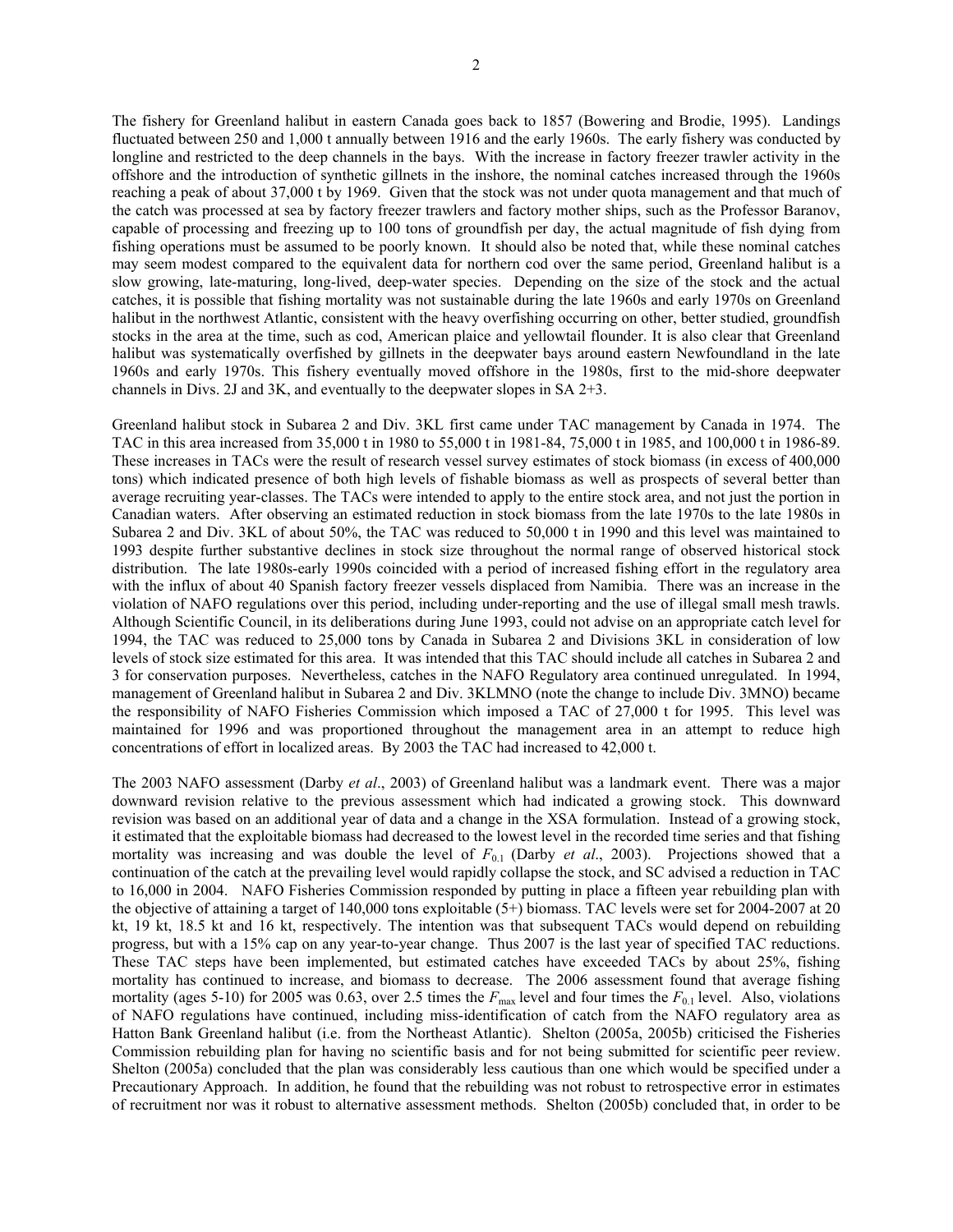The fishery for Greenland halibut in eastern Canada goes back to 1857 (Bowering and Brodie, 1995). Landings fluctuated between 250 and 1,000 t annually between 1916 and the early 1960s. The early fishery was conducted by longline and restricted to the deep channels in the bays. With the increase in factory freezer trawler activity in the offshore and the introduction of synthetic gillnets in the inshore, the nominal catches increased through the 1960s reaching a peak of about 37,000 t by 1969. Given that the stock was not under quota management and that much of the catch was processed at sea by factory freezer trawlers and factory mother ships, such as the Professor Baranov, capable of processing and freezing up to 100 tons of groundfish per day, the actual magnitude of fish dying from fishing operations must be assumed to be poorly known. It should also be noted that, while these nominal catches may seem modest compared to the equivalent data for northern cod over the same period, Greenland halibut is a slow growing, late-maturing, long-lived, deep-water species. Depending on the size of the stock and the actual catches, it is possible that fishing mortality was not sustainable during the late 1960s and early 1970s on Greenland halibut in the northwest Atlantic, consistent with the heavy overfishing occurring on other, better studied, groundfish stocks in the area at the time, such as cod, American plaice and yellowtail flounder. It is also clear that Greenland halibut was systematically overfished by gillnets in the deepwater bays around eastern Newfoundland in the late 1960s and early 1970s. This fishery eventually moved offshore in the 1980s, first to the mid-shore deepwater channels in Divs. 2J and 3K, and eventually to the deepwater slopes in SA 2+3.

Greenland halibut stock in Subarea 2 and Div. 3KL first came under TAC management by Canada in 1974. The TAC in this area increased from 35,000 t in 1980 to 55,000 t in 1981-84, 75,000 t in 1985, and 100,000 t in 1986-89. These increases in TACs were the result of research vessel survey estimates of stock biomass (in excess of 400,000 tons) which indicated presence of both high levels of fishable biomass as well as prospects of several better than average recruiting year-classes. The TACs were intended to apply to the entire stock area, and not just the portion in Canadian waters. After observing an estimated reduction in stock biomass from the late 1970s to the late 1980s in Subarea 2 and Div. 3KL of about 50%, the TAC was reduced to 50,000 t in 1990 and this level was maintained to 1993 despite further substantive declines in stock size throughout the normal range of observed historical stock distribution. The late 1980s-early 1990s coincided with a period of increased fishing effort in the regulatory area with the influx of about 40 Spanish factory freezer vessels displaced from Namibia. There was an increase in the violation of NAFO regulations over this period, including under-reporting and the use of illegal small mesh trawls. Although Scientific Council, in its deliberations during June 1993, could not advise on an appropriate catch level for 1994, the TAC was reduced to 25,000 tons by Canada in Subarea 2 and Divisions 3KL in consideration of low levels of stock size estimated for this area. It was intended that this TAC should include all catches in Subarea 2 and 3 for conservation purposes. Nevertheless, catches in the NAFO Regulatory area continued unregulated. In 1994, management of Greenland halibut in Subarea 2 and Div. 3KLMNO (note the change to include Div. 3MNO) became the responsibility of NAFO Fisheries Commission which imposed a TAC of 27,000 t for 1995. This level was maintained for 1996 and was proportioned throughout the management area in an attempt to reduce high concentrations of effort in localized areas. By 2003 the TAC had increased to 42,000 t.

The 2003 NAFO assessment (Darby *et al*., 2003) of Greenland halibut was a landmark event. There was a major downward revision relative to the previous assessment which had indicated a growing stock. This downward revision was based on an additional year of data and a change in the XSA formulation. Instead of a growing stock, it estimated that the exploitable biomass had decreased to the lowest level in the recorded time series and that fishing mortality was increasing and was double the level of $F_{0.1}$ (Darby *et al*., 2003). Projections showed that a continuation of the catch at the prevailing level would rapidly collapse the stock, and SC advised a reduction in TAC to 16,000 in 2004. NAFO Fisheries Commission responded by putting in place a fifteen year rebuilding plan with the objective of attaining a target of 140,000 tons exploitable (5+) biomass. TAC levels were set for 2004-2007 at 20 kt, 19 kt, 18.5 kt and 16 kt, respectively. The intention was that subsequent TACs would depend on rebuilding progress, but with a 15% cap on any year-to-year change. Thus 2007 is the last year of specified TAC reductions. These TAC steps have been implemented, but estimated catches have exceeded TACs by about 25%, fishing mortality has continued to increase, and biomass to decrease. The 2006 assessment found that average fishing mortality (ages 5-10) for 2005 was 0.63, over 2.5 times the $F_{max}$ level and four times the $F_{0.1}$ level. Also, violations of NAFO regulations have continued, including miss-identification of catch from the NAFO regulatory area as Hatton Bank Greenland halibut (i.e. from the Northeast Atlantic). Shelton (2005a, 2005b) criticised the Fisheries Commission rebuilding plan for having no scientific basis and for not being submitted for scientific peer review. Shelton (2005a) concluded that the plan was considerably less cautious than one which would be specified under a Precautionary Approach. In addition, he found that the rebuilding was not robust to retrospective error in estimates of recruitment nor was it robust to alternative assessment methods. Shelton (2005b) concluded that, in order to be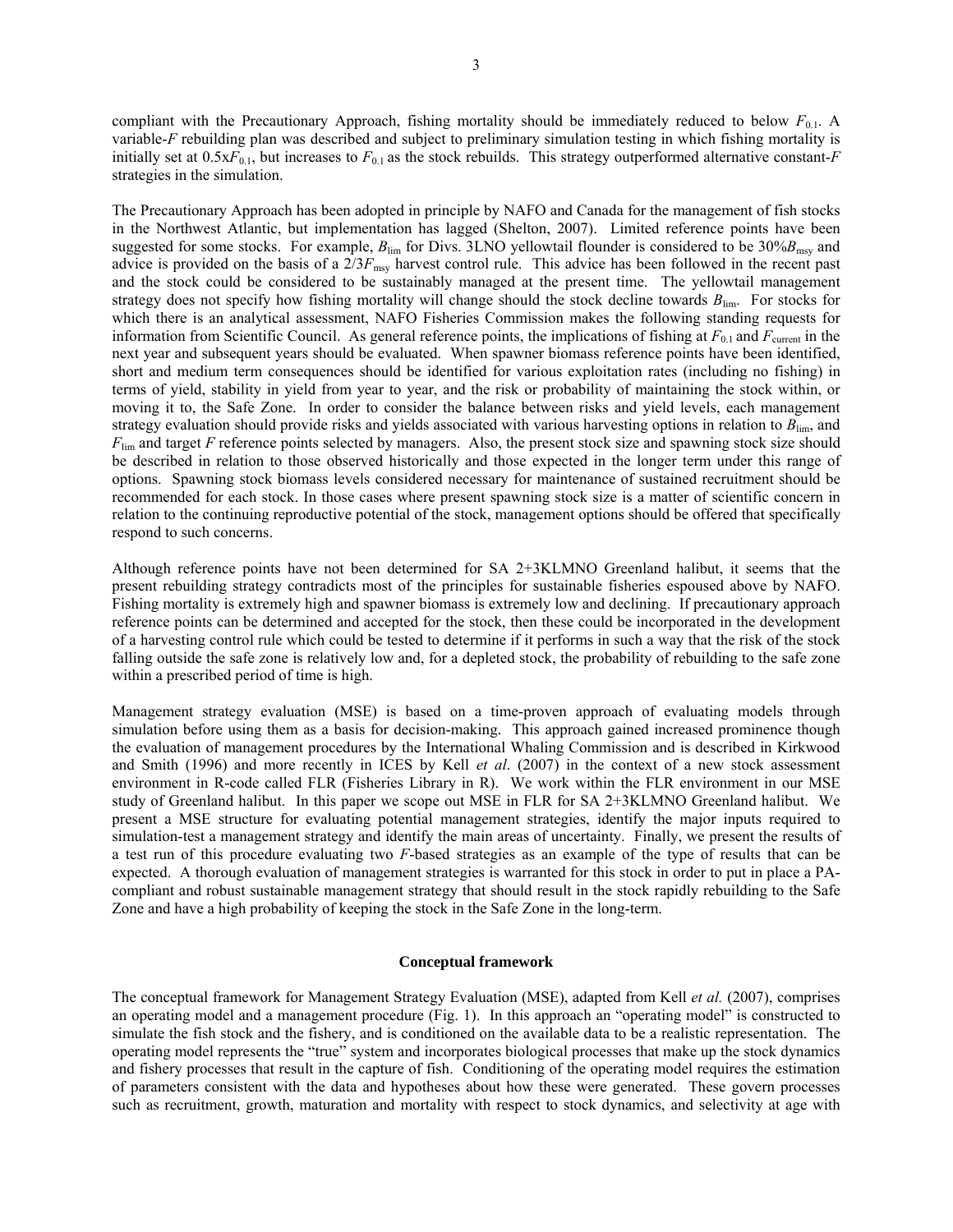compliant with the Precautionary Approach, fishing mortality should be immediately reduced to below $F_{0.1}$. A variable-*F* rebuilding plan was described and subject to preliminary simulation testing in which fishing mortality is initially set at $0.5\text{x}F_{0.1}$, but increases to $F_{0.1}$ as the stock rebuilds. This strategy outperformed alternative constant-*F* strategies in the simulation.

The Precautionary Approach has been adopted in principle by NAFO and Canada for the management of fish stocks in the Northwest Atlantic, but implementation has lagged (Shelton, 2007). Limited reference points have been suggested for some stocks. For example, $B_{\text{lim}}$ for Divs. 3LNO yellowtail flounder is considered to be $30\%B_{\text{msy}}$ and advice is provided on the basis of a $2/3F_{\text{msy}}$ harvest control rule. This advice has been followed in the recent past and the stock could be considered to be sustainably managed at the present time. The yellowtail management strategy does not specify how fishing mortality will change should the stock decline towards $B_{\text{lim}}$. For stocks for which there is an analytical assessment, NAFO Fisheries Commission makes the following standing requests for information from Scientific Council. As general reference points, the implications of fishing at $F_{0.1}$ and $F_{\text{current}}$ in the next year and subsequent years should be evaluated. When spawner biomass reference points have been identified, short and medium term consequences should be identified for various exploitation rates (including no fishing) in terms of yield, stability in yield from year to year, and the risk or probability of maintaining the stock within, or moving it to, the Safe Zone. In order to consider the balance between risks and yield levels, each management strategy evaluation should provide risks and yields associated with various harvesting options in relation to $B_{\text{lim}}$, and $F_{\text{lim}}$ and target *F* reference points selected by managers. Also, the present stock size and spawning stock size should be described in relation to those observed historically and those expected in the longer term under this range of options. Spawning stock biomass levels considered necessary for maintenance of sustained recruitment should be recommended for each stock. In those cases where present spawning stock size is a matter of scientific concern in relation to the continuing reproductive potential of the stock, management options should be offered that specifically respond to such concerns.

Although reference points have not been determined for SA 2+3KLMNO Greenland halibut, it seems that the present rebuilding strategy contradicts most of the principles for sustainable fisheries espoused above by NAFO. Fishing mortality is extremely high and spawner biomass is extremely low and declining. If precautionary approach reference points can be determined and accepted for the stock, then these could be incorporated in the development of a harvesting control rule which could be tested to determine if it performs in such a way that the risk of the stock falling outside the safe zone is relatively low and, for a depleted stock, the probability of rebuilding to the safe zone within a prescribed period of time is high.

Management strategy evaluation (MSE) is based on a time-proven approach of evaluating models through simulation before using them as a basis for decision-making. This approach gained increased prominence though the evaluation of management procedures by the International Whaling Commission and is described in Kirkwood and Smith (1996) and more recently in ICES by Kell *et al*. (2007) in the context of a new stock assessment environment in R-code called FLR (Fisheries Library in R). We work within the FLR environment in our MSE study of Greenland halibut. In this paper we scope out MSE in FLR for SA 2+3KLMNO Greenland halibut. We present a MSE structure for evaluating potential management strategies, identify the major inputs required to simulation-test a management strategy and identify the main areas of uncertainty. Finally, we present the results of a test run of this procedure evaluating two *F*-based strategies as an example of the type of results that can be expected. A thorough evaluation of management strategies is warranted for this stock in order to put in place a PA-compliant and robust sustainable management strategy that should result in the stock rapidly rebuilding to the Safe Zone and have a high probability of keeping the stock in the Safe Zone in the long-term.

## Conceptual framework

The conceptual framework for Management Strategy Evaluation (MSE), adapted from Kell *et al.* (2007), comprises an operating model and a management procedure (Fig. 1). In this approach an "operating model" is constructed to simulate the fish stock and the fishery, and is conditioned on the available data to be a realistic representation. The operating model represents the "true" system and incorporates biological processes that make up the stock dynamics and fishery processes that result in the capture of fish. Conditioning of the operating model requires the estimation of parameters consistent with the data and hypotheses about how these were generated. These govern processes such as recruitment, growth, maturation and mortality with respect to stock dynamics, and selectivity at age with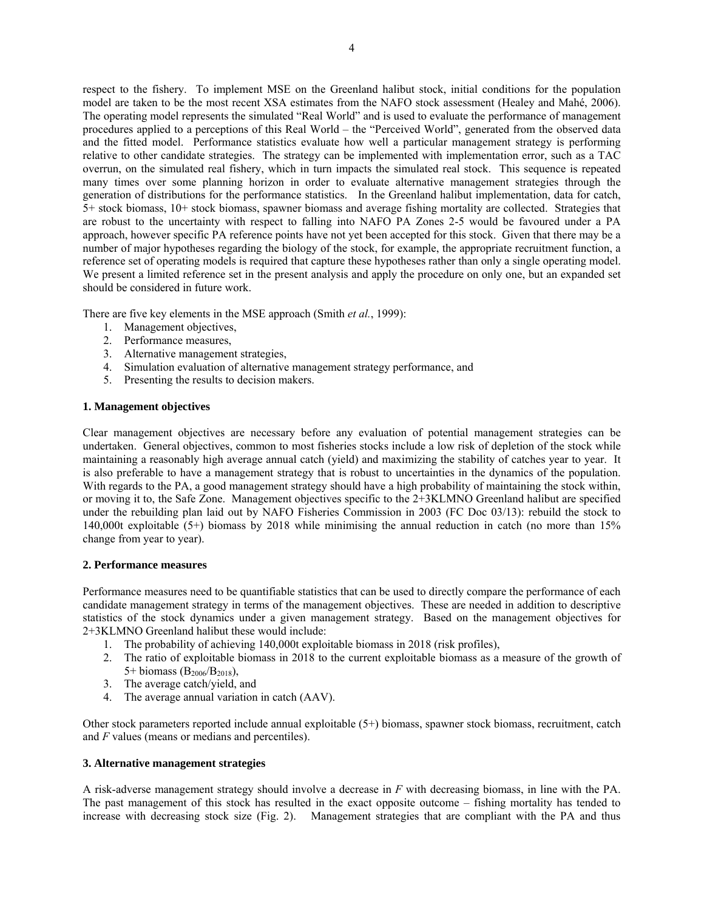respect to the fishery. To implement MSE on the Greenland halibut stock, initial conditions for the population model are taken to be the most recent XSA estimates from the NAFO stock assessment (Healey and Mahé, 2006). The operating model represents the simulated "Real World" and is used to evaluate the performance of management procedures applied to a perceptions of this Real World – the "Perceived World", generated from the observed data and the fitted model. Performance statistics evaluate how well a particular management strategy is performing relative to other candidate strategies. The strategy can be implemented with implementation error, such as a TAC overrun, on the simulated real fishery, which in turn impacts the simulated real stock. This sequence is repeated many times over some planning horizon in order to evaluate alternative management strategies through the generation of distributions for the performance statistics. In the Greenland halibut implementation, data for catch, 5+ stock biomass, 10+ stock biomass, spawner biomass and average fishing mortality are collected. Strategies that are robust to the uncertainty with respect to falling into NAFO PA Zones 2-5 would be favoured under a PA approach, however specific PA reference points have not yet been accepted for this stock. Given that there may be a number of major hypotheses regarding the biology of the stock, for example, the appropriate recruitment function, a reference set of operating models is required that capture these hypotheses rather than only a single operating model. We present a limited reference set in the present analysis and apply the procedure on only one, but an expanded set should be considered in future work.

There are five key elements in the MSE approach (Smith *et al.*, 1999):

1. Management objectives,
2. Performance measures,
3. Alternative management strategies,
4. Simulation evaluation of alternative management strategy performance, and
5. Presenting the results to decision makers.

**1. Management objectives**

Clear management objectives are necessary before any evaluation of potential management strategies can be undertaken. General objectives, common to most fisheries stocks include a low risk of depletion of the stock while maintaining a reasonably high average annual catch (yield) and maximizing the stability of catches year to year. It is also preferable to have a management strategy that is robust to uncertainties in the dynamics of the population. With regards to the PA, a good management strategy should have a high probability of maintaining the stock within, or moving it to, the Safe Zone. Management objectives specific to the 2+3KLMNO Greenland halibut are specified under the rebuilding plan laid out by NAFO Fisheries Commission in 2003 (FC Doc 03/13): rebuild the stock to 140,000t exploitable (5+) biomass by 2018 while minimising the annual reduction in catch (no more than 15% change from year to year).

**2. Performance measures**

Performance measures need to be quantifiable statistics that can be used to directly compare the performance of each candidate management strategy in terms of the management objectives. These are needed in addition to descriptive statistics of the stock dynamics under a given management strategy. Based on the management objectives for 2+3KLMNO Greenland halibut these would include:

1. The probability of achieving 140,000t exploitable biomass in 2018 (risk profiles),
2. The ratio of exploitable biomass in 2018 to the current exploitable biomass as a measure of the growth of 5+ biomass ($B_{2006}/B_{2018}$),
3. The average catch/yield, and
4. The average annual variation in catch (AAV).

Other stock parameters reported include annual exploitable (5+) biomass, spawner stock biomass, recruitment, catch and *F* values (means or medians and percentiles).

**3. Alternative management strategies**

A risk-adverse management strategy should involve a decrease in *F* with decreasing biomass, in line with the PA. The past management of this stock has resulted in the exact opposite outcome – fishing mortality has tended to increase with decreasing stock size (Fig. 2). Management strategies that are compliant with the PA and thus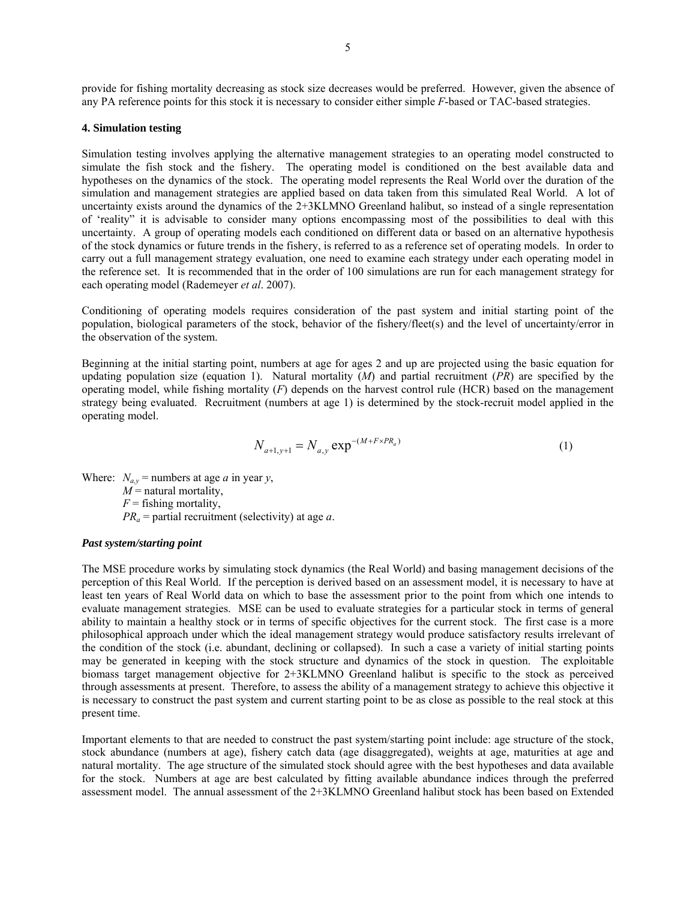provide for fishing mortality decreasing as stock size decreases would be preferred. However, given the absence of any PA reference points for this stock it is necessary to consider either simple *F*-based or TAC-based strategies.

**4. Simulation testing**

Simulation testing involves applying the alternative management strategies to an operating model constructed to simulate the fish stock and the fishery. The operating model is conditioned on the best available data and hypotheses on the dynamics of the stock. The operating model represents the Real World over the duration of the simulation and management strategies are applied based on data taken from this simulated Real World. A lot of uncertainty exists around the dynamics of the 2+3KLMNO Greenland halibut, so instead of a single representation of 'reality" it is advisable to consider many options encompassing most of the possibilities to deal with this uncertainty. A group of operating models each conditioned on different data or based on an alternative hypothesis of the stock dynamics or future trends in the fishery, is referred to as a reference set of operating models. In order to carry out a full management strategy evaluation, one need to examine each strategy under each operating model in the reference set. It is recommended that in the order of 100 simulations are run for each management strategy for each operating model (Rademeyer *et al*. 2007).

Conditioning of operating models requires consideration of the past system and initial starting point of the population, biological parameters of the stock, behavior of the fishery/fleet(s) and the level of uncertainty/error in the observation of the system.

Beginning at the initial starting point, numbers at age for ages 2 and up are projected using the basic equation for updating population size (equation 1). Natural mortality (*M*) and partial recruitment (*PR*) are specified by the operating model, while fishing mortality (*F*) depends on the harvest control rule (HCR) based on the management strategy being evaluated. Recruitment (numbers at age 1) is determined by the stock-recruit model applied in the operating model.

$$N_{a+1,y+1} = N_{a,y} \exp^{-(M+F\times PR_a)} \tag{1}$$

Where: $N_{a,y}$ = numbers at age *a* in year *y*,
$M$ = natural mortality,
$F$ = fishing mortality,
$PR_a$ = partial recruitment (selectivity) at age *a*.

***Past system/starting point***

The MSE procedure works by simulating stock dynamics (the Real World) and basing management decisions of the perception of this Real World. If the perception is derived based on an assessment model, it is necessary to have at least ten years of Real World data on which to base the assessment prior to the point from which one intends to evaluate management strategies. MSE can be used to evaluate strategies for a particular stock in terms of general ability to maintain a healthy stock or in terms of specific objectives for the current stock. The first case is a more philosophical approach under which the ideal management strategy would produce satisfactory results irrelevant of the condition of the stock (i.e. abundant, declining or collapsed). In such a case a variety of initial starting points may be generated in keeping with the stock structure and dynamics of the stock in question. The exploitable biomass target management objective for 2+3KLMNO Greenland halibut is specific to the stock as perceived through assessments at present. Therefore, to assess the ability of a management strategy to achieve this objective it is necessary to construct the past system and current starting point to be as close as possible to the real stock at this present time.

Important elements to that are needed to construct the past system/starting point include: age structure of the stock, stock abundance (numbers at age), fishery catch data (age disaggregated), weights at age, maturities at age and natural mortality. The age structure of the simulated stock should agree with the best hypotheses and data available for the stock. Numbers at age are best calculated by fitting available abundance indices through the preferred assessment model. The annual assessment of the 2+3KLMNO Greenland halibut stock has been based on Extended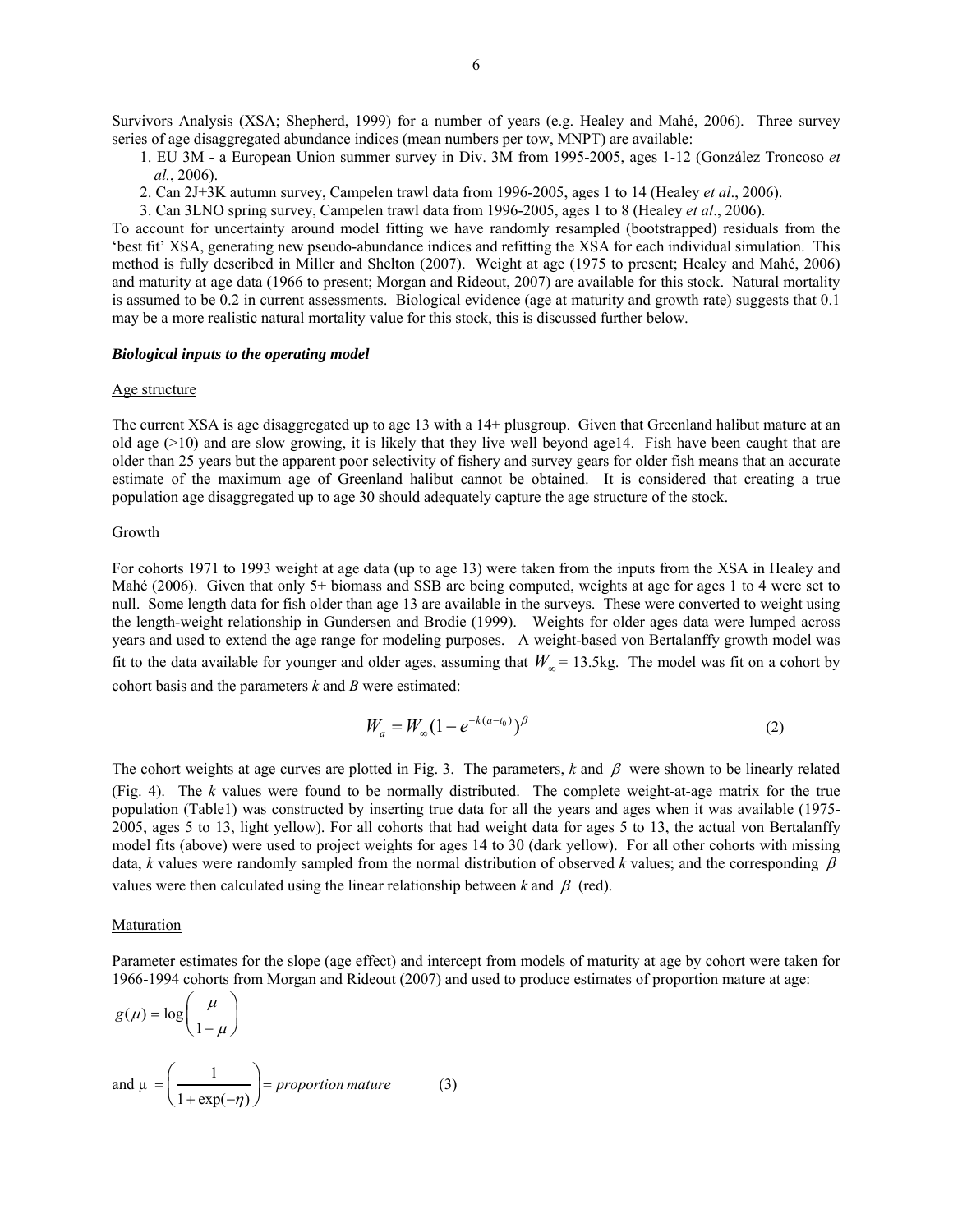Survivors Analysis (XSA; Shepherd, 1999) for a number of years (e.g. Healey and Mahé, 2006). Three survey series of age disaggregated abundance indices (mean numbers per tow, MNPT) are available:

1. EU 3M - a European Union summer survey in Div. 3M from 1995-2005, ages 1-12 (González Troncoso *et al.*, 2006).
2. Can 2J+3K autumn survey, Campelen trawl data from 1996-2005, ages 1 to 14 (Healey *et al*., 2006).
3. Can 3LNO spring survey, Campelen trawl data from 1996-2005, ages 1 to 8 (Healey *et al*., 2006).

To account for uncertainty around model fitting we have randomly resampled (bootstrapped) residuals from the 'best fit' XSA, generating new pseudo-abundance indices and refitting the XSA for each individual simulation. This method is fully described in Miller and Shelton (2007). Weight at age (1975 to present; Healey and Mahé, 2006) and maturity at age data (1966 to present; Morgan and Rideout, 2007) are available for this stock. Natural mortality is assumed to be 0.2 in current assessments. Biological evidence (age at maturity and growth rate) suggests that 0.1 may be a more realistic natural mortality value for this stock, this is discussed further below.

### *Biological inputs to the operating model*

#### Age structure

The current XSA is age disaggregated up to age 13 with a 14+ plusgroup. Given that Greenland halibut mature at an old age (>10) and are slow growing, it is likely that they live well beyond age14. Fish have been caught that are older than 25 years but the apparent poor selectivity of fishery and survey gears for older fish means that an accurate estimate of the maximum age of Greenland halibut cannot be obtained. It is considered that creating a true population age disaggregated up to age 30 should adequately capture the age structure of the stock.

#### Growth

For cohorts 1971 to 1993 weight at age data (up to age 13) were taken from the inputs from the XSA in Healey and Mahé (2006). Given that only 5+ biomass and SSB are being computed, weights at age for ages 1 to 4 were set to null. Some length data for fish older than age 13 are available in the surveys. These were converted to weight using the length-weight relationship in Gundersen and Brodie (1999). Weights for older ages data were lumped across years and used to extend the age range for modeling purposes. A weight-based von Bertalanffy growth model was fit to the data available for younger and older ages, assuming that $W_{\infty}$ = 13.5kg. The model was fit on a cohort by cohort basis and the parameters *k* and *B* were estimated:

$$W_a = W_{\infty}(1 - e^{-k(a-t_0)})^{\beta} \tag{2}$$

The cohort weights at age curves are plotted in Fig. 3. The parameters, *k* and $\beta$ were shown to be linearly related (Fig. 4). The *k* values were found to be normally distributed. The complete weight-at-age matrix for the true population (Table1) was constructed by inserting true data for all the years and ages when it was available (1975-2005, ages 5 to 13, light yellow). For all cohorts that had weight data for ages 5 to 13, the actual von Bertalanffy model fits (above) were used to project weights for ages 14 to 30 (dark yellow). For all other cohorts with missing data, *k* values were randomly sampled from the normal distribution of observed *k* values; and the corresponding $\beta$ values were then calculated using the linear relationship between *k* and $\beta$ (red).

#### Maturation

Parameter estimates for the slope (age effect) and intercept from models of maturity at age by cohort were taken for 1966-1994 cohorts from Morgan and Rideout (2007) and used to produce estimates of proportion mature at age:

$$g(\mu) = \log\left(\frac{\mu}{1-\mu}\right)$$

and $$\mu = \left(\frac{1}{1+\exp(-\eta)}\right) = \textit{proportion mature} \tag{3}$$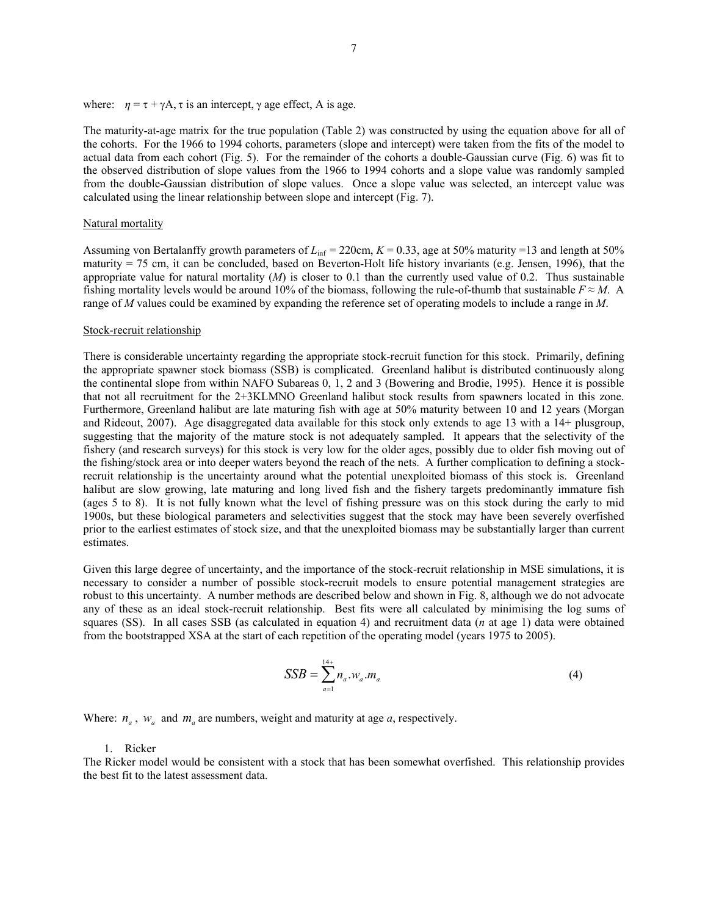where: $\eta = \tau + \gamma A$, $\tau$ is an intercept, $\gamma$ age effect, A is age.

The maturity-at-age matrix for the true population (Table 2) was constructed by using the equation above for all of the cohorts. For the 1966 to 1994 cohorts, parameters (slope and intercept) were taken from the fits of the model to actual data from each cohort (Fig. 5). For the remainder of the cohorts a double-Gaussian curve (Fig. 6) was fit to the observed distribution of slope values from the 1966 to 1994 cohorts and a slope value was randomly sampled from the double-Gaussian distribution of slope values. Once a slope value was selected, an intercept value was calculated using the linear relationship between slope and intercept (Fig. 7).

### Natural mortality

Assuming von Bertalanffy growth parameters of $L_{\inf}$ = 220cm, $K$ = 0.33, age at 50% maturity =13 and length at 50% maturity = 75 cm, it can be concluded, based on Beverton-Holt life history invariants (e.g. Jensen, 1996), that the appropriate value for natural mortality ($M$) is closer to 0.1 than the currently used value of 0.2. Thus sustainable fishing mortality levels would be around 10% of the biomass, following the rule-of-thumb that sustainable $F \approx M$. A range of $M$ values could be examined by expanding the reference set of operating models to include a range in $M$.

### Stock-recruit relationship

There is considerable uncertainty regarding the appropriate stock-recruit function for this stock. Primarily, defining the appropriate spawner stock biomass (SSB) is complicated. Greenland halibut is distributed continuously along the continental slope from within NAFO Subareas 0, 1, 2 and 3 (Bowering and Brodie, 1995). Hence it is possible that not all recruitment for the 2+3KLMNO Greenland halibut stock results from spawners located in this zone. Furthermore, Greenland halibut are late maturing fish with age at 50% maturity between 10 and 12 years (Morgan and Rideout, 2007). Age disaggregated data available for this stock only extends to age 13 with a 14+ plusgroup, suggesting that the majority of the mature stock is not adequately sampled. It appears that the selectivity of the fishery (and research surveys) for this stock is very low for the older ages, possibly due to older fish moving out of the fishing/stock area or into deeper waters beyond the reach of the nets. A further complication to defining a stock-recruit relationship is the uncertainty around what the potential unexploited biomass of this stock is. Greenland halibut are slow growing, late maturing and long lived fish and the fishery targets predominantly immature fish (ages 5 to 8). It is not fully known what the level of fishing pressure was on this stock during the early to mid 1900s, but these biological parameters and selectivities suggest that the stock may have been severely overfished prior to the earliest estimates of stock size, and that the unexploited biomass may be substantially larger than current estimates.

Given this large degree of uncertainty, and the importance of the stock-recruit relationship in MSE simulations, it is necessary to consider a number of possible stock-recruit models to ensure potential management strategies are robust to this uncertainty. A number methods are described below and shown in Fig. 8, although we do not advocate any of these as an ideal stock-recruit relationship. Best fits were all calculated by minimising the log sums of squares (SS). In all cases SSB (as calculated in equation 4) and recruitment data ($n$ at age 1) data were obtained from the bootstrapped XSA at the start of each repetition of the operating model (years 1975 to 2005).

$$SSB = \sum_{a=1}^{14+} n_a . w_a . m_a \tag{4}$$

Where: $n_a$, $w_a$ and $m_a$ are numbers, weight and maturity at age $a$, respectively.

1. Ricker

The Ricker model would be consistent with a stock that has been somewhat overfished. This relationship provides the best fit to the latest assessment data.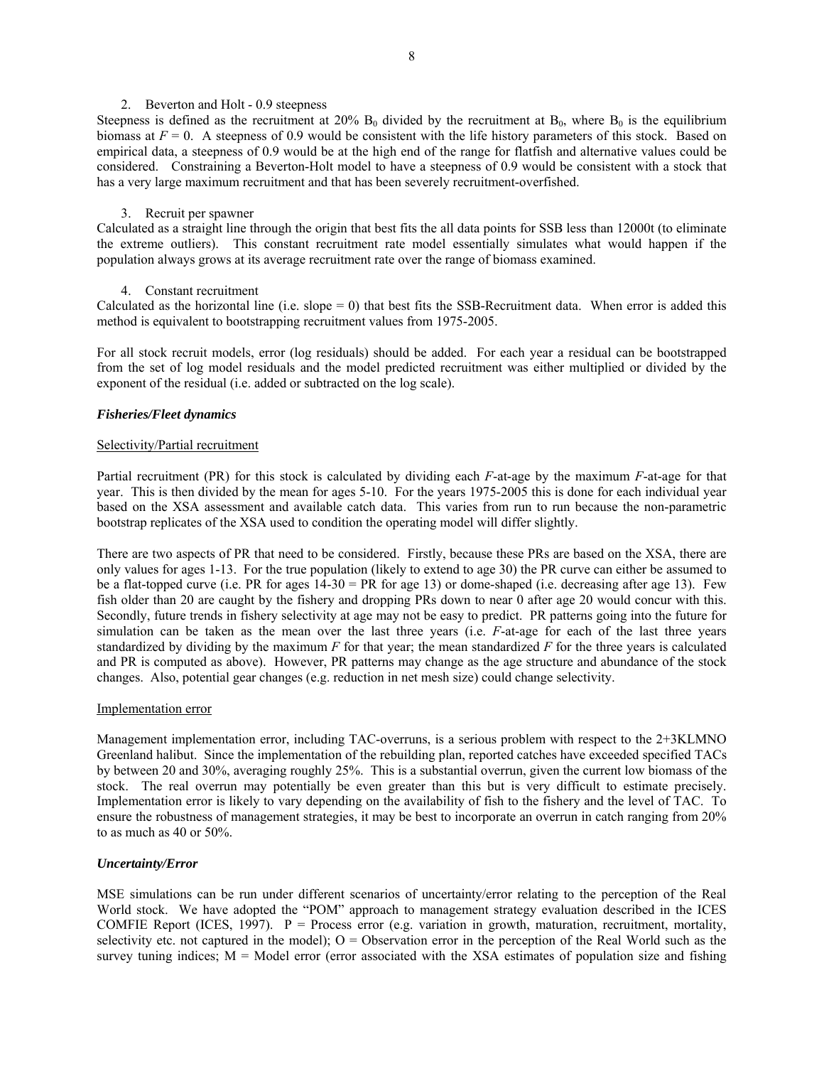2. Beverton and Holt - 0.9 steepness

Steepness is defined as the recruitment at 20% $B_0$ divided by the recruitment at $B_0$, where $B_0$ is the equilibrium biomass at $F = 0$. A steepness of 0.9 would be consistent with the life history parameters of this stock. Based on empirical data, a steepness of 0.9 would be at the high end of the range for flatfish and alternative values could be considered. Constraining a Beverton-Holt model to have a steepness of 0.9 would be consistent with a stock that has a very large maximum recruitment and that has been severely recruitment-overfished.

3. Recruit per spawner

Calculated as a straight line through the origin that best fits the all data points for SSB less than 12000t (to eliminate the extreme outliers). This constant recruitment rate model essentially simulates what would happen if the population always grows at its average recruitment rate over the range of biomass examined.

4. Constant recruitment

Calculated as the horizontal line (i.e. slope = 0) that best fits the SSB-Recruitment data. When error is added this method is equivalent to bootstrapping recruitment values from 1975-2005.

For all stock recruit models, error (log residuals) should be added. For each year a residual can be bootstrapped from the set of log model residuals and the model predicted recruitment was either multiplied or divided by the exponent of the residual (i.e. added or subtracted on the log scale).

### *Fisheries/Fleet dynamics*

#### Selectivity/Partial recruitment

Partial recruitment (PR) for this stock is calculated by dividing each $F$-at-age by the maximum $F$-at-age for that year. This is then divided by the mean for ages 5-10. For the years 1975-2005 this is done for each individual year based on the XSA assessment and available catch data. This varies from run to run because the non-parametric bootstrap replicates of the XSA used to condition the operating model will differ slightly.

There are two aspects of PR that need to be considered. Firstly, because these PRs are based on the XSA, there are only values for ages 1-13. For the true population (likely to extend to age 30) the PR curve can either be assumed to be a flat-topped curve (i.e. PR for ages 14-30 = PR for age 13) or dome-shaped (i.e. decreasing after age 13). Few fish older than 20 are caught by the fishery and dropping PRs down to near 0 after age 20 would concur with this. Secondly, future trends in fishery selectivity at age may not be easy to predict. PR patterns going into the future for simulation can be taken as the mean over the last three years (i.e. $F$-at-age for each of the last three years standardized by dividing by the maximum $F$ for that year; the mean standardized $F$ for the three years is calculated and PR is computed as above). However, PR patterns may change as the age structure and abundance of the stock changes. Also, potential gear changes (e.g. reduction in net mesh size) could change selectivity.

#### Implementation error

Management implementation error, including TAC-overruns, is a serious problem with respect to the 2+3KLMNO Greenland halibut. Since the implementation of the rebuilding plan, reported catches have exceeded specified TACs by between 20 and 30%, averaging roughly 25%. This is a substantial overrun, given the current low biomass of the stock. The real overrun may potentially be even greater than this but is very difficult to estimate precisely. Implementation error is likely to vary depending on the availability of fish to the fishery and the level of TAC. To ensure the robustness of management strategies, it may be best to incorporate an overrun in catch ranging from 20% to as much as 40 or 50%.

### *Uncertainty/Error*

MSE simulations can be run under different scenarios of uncertainty/error relating to the perception of the Real World stock. We have adopted the "POM" approach to management strategy evaluation described in the ICES COMFIE Report (ICES, 1997). P = Process error (e.g. variation in growth, maturation, recruitment, mortality, selectivity etc. not captured in the model); O = Observation error in the perception of the Real World such as the survey tuning indices; M = Model error (error associated with the XSA estimates of population size and fishing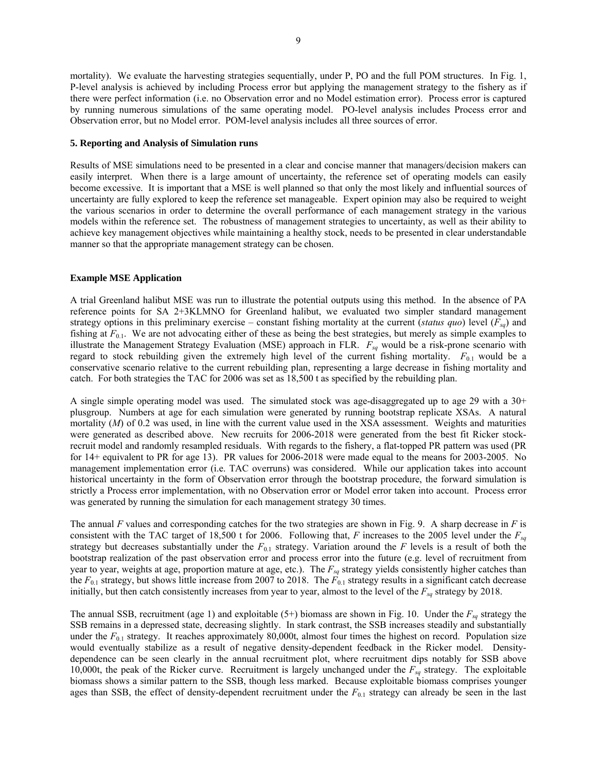mortality). We evaluate the harvesting strategies sequentially, under P, PO and the full POM structures. In Fig. 1, P-level analysis is achieved by including Process error but applying the management strategy to the fishery as if there were perfect information (i.e. no Observation error and no Model estimation error). Process error is captured by running numerous simulations of the same operating model. PO-level analysis includes Process error and Observation error, but no Model error. POM-level analysis includes all three sources of error.

**5. Reporting and Analysis of Simulation runs**

Results of MSE simulations need to be presented in a clear and concise manner that managers/decision makers can easily interpret. When there is a large amount of uncertainty, the reference set of operating models can easily become excessive. It is important that a MSE is well planned so that only the most likely and influential sources of uncertainty are fully explored to keep the reference set manageable. Expert opinion may also be required to weight the various scenarios in order to determine the overall performance of each management strategy in the various models within the reference set. The robustness of management strategies to uncertainty, as well as their ability to achieve key management objectives while maintaining a healthy stock, needs to be presented in clear understandable manner so that the appropriate management strategy can be chosen.

**Example MSE Application**

A trial Greenland halibut MSE was run to illustrate the potential outputs using this method. In the absence of PA reference points for SA 2+3KLMNO for Greenland halibut, we evaluated two simpler standard management strategy options in this preliminary exercise – constant fishing mortality at the current (*status quo*) level ($F_{sq}$) and fishing at $F_{0.1}$. We are not advocating either of these as being the best strategies, but merely as simple examples to illustrate the Management Strategy Evaluation (MSE) approach in FLR. $F_{sq}$ would be a risk-prone scenario with regard to stock rebuilding given the extremely high level of the current fishing mortality. $F_{0.1}$ would be a conservative scenario relative to the current rebuilding plan, representing a large decrease in fishing mortality and catch. For both strategies the TAC for 2006 was set as 18,500 t as specified by the rebuilding plan.

A single simple operating model was used. The simulated stock was age-disaggregated up to age 29 with a 30+ plusgroup. Numbers at age for each simulation were generated by running bootstrap replicate XSAs. A natural mortality ($M$) of 0.2 was used, in line with the current value used in the XSA assessment. Weights and maturities were generated as described above. New recruits for 2006-2018 were generated from the best fit Ricker stock-recruit model and randomly resampled residuals. With regards to the fishery, a flat-topped PR pattern was used (PR for 14+ equivalent to PR for age 13). PR values for 2006-2018 were made equal to the means for 2003-2005. No management implementation error (i.e. TAC overruns) was considered. While our application takes into account historical uncertainty in the form of Observation error through the bootstrap procedure, the forward simulation is strictly a Process error implementation, with no Observation error or Model error taken into account. Process error was generated by running the simulation for each management strategy 30 times.

The annual $F$ values and corresponding catches for the two strategies are shown in Fig. 9. A sharp decrease in $F$ is consistent with the TAC target of 18,500 t for 2006. Following that, $F$ increases to the 2005 level under the $F_{sq}$ strategy but decreases substantially under the $F_{0.1}$ strategy. Variation around the $F$ levels is a result of both the bootstrap realization of the past observation error and process error into the future (e.g. level of recruitment from year to year, weights at age, proportion mature at age, etc.). The $F_{sq}$ strategy yields consistently higher catches than the $F_{0.1}$ strategy, but shows little increase from 2007 to 2018. The $F_{0.1}$ strategy results in a significant catch decrease initially, but then catch consistently increases from year to year, almost to the level of the $F_{sq}$ strategy by 2018.

The annual SSB, recruitment (age 1) and exploitable (5+) biomass are shown in Fig. 10. Under the $F_{sq}$ strategy the SSB remains in a depressed state, decreasing slightly. In stark contrast, the SSB increases steadily and substantially under the $F_{0.1}$ strategy. It reaches approximately 80,000t, almost four times the highest on record. Population size would eventually stabilize as a result of negative density-dependent feedback in the Ricker model. Density-dependence can be seen clearly in the annual recruitment plot, where recruitment dips notably for SSB above 10,000t, the peak of the Ricker curve. Recruitment is largely unchanged under the $F_{sq}$ strategy. The exploitable biomass shows a similar pattern to the SSB, though less marked. Because exploitable biomass comprises younger ages than SSB, the effect of density-dependent recruitment under the $F_{0.1}$ strategy can already be seen in the last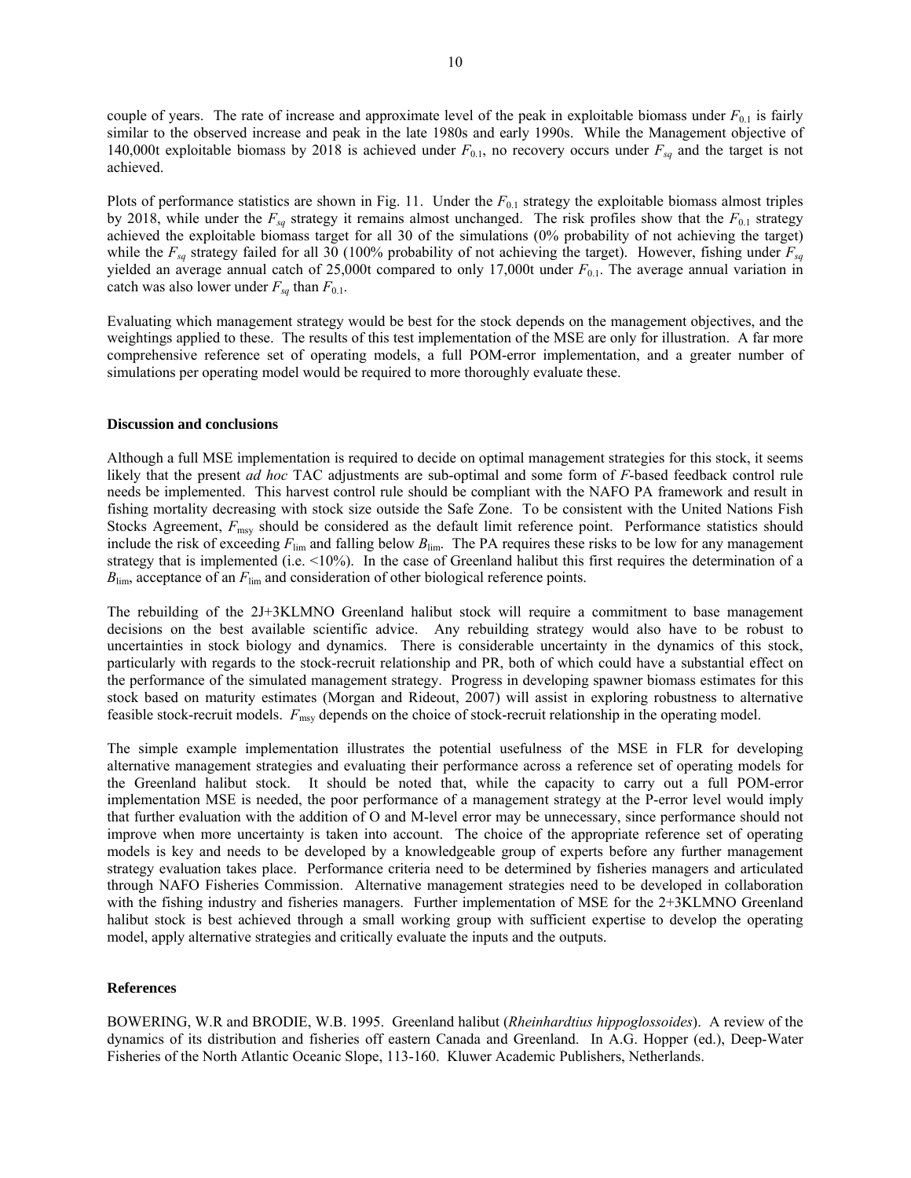couple of years. The rate of increase and approximate level of the peak in exploitable biomass under $F_{0.1}$ is fairly similar to the observed increase and peak in the late 1980s and early 1990s. While the Management objective of 140,000t exploitable biomass by 2018 is achieved under $F_{0.1}$, no recovery occurs under $F_{sq}$ and the target is not achieved.

Plots of performance statistics are shown in Fig. 11. Under the $F_{0.1}$ strategy the exploitable biomass almost triples by 2018, while under the $F_{sq}$ strategy it remains almost unchanged. The risk profiles show that the $F_{0.1}$ strategy achieved the exploitable biomass target for all 30 of the simulations (0% probability of not achieving the target) while the $F_{sq}$ strategy failed for all 30 (100% probability of not achieving the target). However, fishing under $F_{sq}$ yielded an average annual catch of 25,000t compared to only 17,000t under $F_{0.1}$. The average annual variation in catch was also lower under $F_{sq}$ than $F_{0.1}$.

Evaluating which management strategy would be best for the stock depends on the management objectives, and the weightings applied to these. The results of this test implementation of the MSE are only for illustration. A far more comprehensive reference set of operating models, a full POM-error implementation, and a greater number of simulations per operating model would be required to more thoroughly evaluate these.

### Discussion and conclusions

Although a full MSE implementation is required to decide on optimal management strategies for this stock, it seems likely that the present *ad hoc* TAC adjustments are sub-optimal and some form of *F*-based feedback control rule needs be implemented. This harvest control rule should be compliant with the NAFO PA framework and result in fishing mortality decreasing with stock size outside the Safe Zone. To be consistent with the United Nations Fish Stocks Agreement, $F_{msy}$ should be considered as the default limit reference point. Performance statistics should include the risk of exceeding $F_{lim}$ and falling below $B_{lim}$. The PA requires these risks to be low for any management strategy that is implemented (i.e. <10%). In the case of Greenland halibut this first requires the determination of a $B_{lim}$, acceptance of an $F_{lim}$ and consideration of other biological reference points.

The rebuilding of the 2J+3KLMNO Greenland halibut stock will require a commitment to base management decisions on the best available scientific advice. Any rebuilding strategy would also have to be robust to uncertainties in stock biology and dynamics. There is considerable uncertainty in the dynamics of this stock, particularly with regards to the stock-recruit relationship and PR, both of which could have a substantial effect on the performance of the simulated management strategy. Progress in developing spawner biomass estimates for this stock based on maturity estimates (Morgan and Rideout, 2007) will assist in exploring robustness to alternative feasible stock-recruit models. $F_{msy}$ depends on the choice of stock-recruit relationship in the operating model.

The simple example implementation illustrates the potential usefulness of the MSE in FLR for developing alternative management strategies and evaluating their performance across a reference set of operating models for the Greenland halibut stock. It should be noted that, while the capacity to carry out a full POM-error implementation MSE is needed, the poor performance of a management strategy at the P-error level would imply that further evaluation with the addition of O and M-level error may be unnecessary, since performance should not improve when more uncertainty is taken into account. The choice of the appropriate reference set of operating models is key and needs to be developed by a knowledgeable group of experts before any further management strategy evaluation takes place. Performance criteria need to be determined by fisheries managers and articulated through NAFO Fisheries Commission. Alternative management strategies need to be developed in collaboration with the fishing industry and fisheries managers. Further implementation of MSE for the 2+3KLMNO Greenland halibut stock is best achieved through a small working group with sufficient expertise to develop the operating model, apply alternative strategies and critically evaluate the inputs and the outputs.

### References

BOWERING, W.R and BRODIE, W.B. 1995. Greenland halibut (*Rheinhardtius hippoglossoides*). A review of the dynamics of its distribution and fisheries off eastern Canada and Greenland. In A.G. Hopper (ed.), Deep-Water Fisheries of the North Atlantic Oceanic Slope, 113-160. Kluwer Academic Publishers, Netherlands.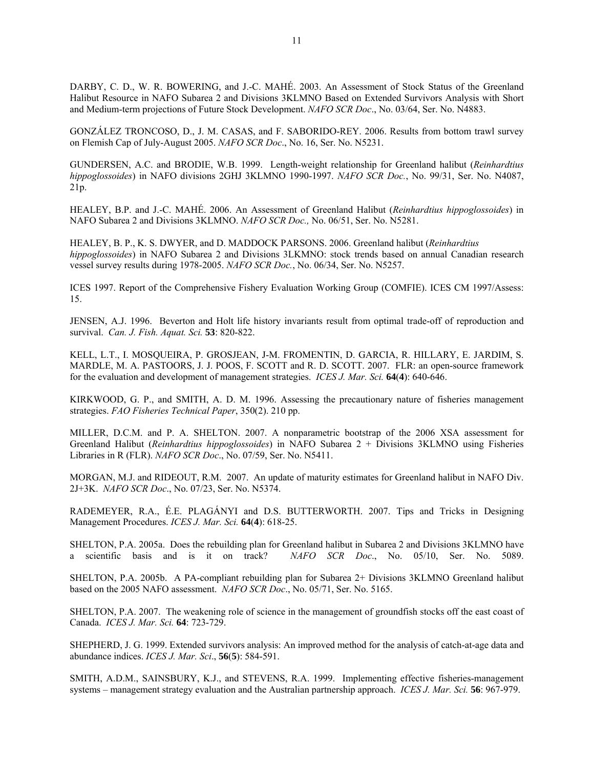DARBY, C. D., W. R. BOWERING, and J.-C. MAHÉ. 2003. An Assessment of Stock Status of the Greenland Halibut Resource in NAFO Subarea 2 and Divisions 3KLMNO Based on Extended Survivors Analysis with Short and Medium-term projections of Future Stock Development. *NAFO SCR Doc*., No. 03/64, Ser. No. N4883.

GONZÁLEZ TRONCOSO, D., J. M. CASAS, and F. SABORIDO-REY. 2006. Results from bottom trawl survey on Flemish Cap of July-August 2005. *NAFO SCR Doc*., No. 16, Ser. No. N5231.

GUNDERSEN, A.C. and BRODIE, W.B. 1999. Length-weight relationship for Greenland halibut (*Reinhardtius hippoglossoides*) in NAFO divisions 2GHJ 3KLMNO 1990-1997. *NAFO SCR Doc.*, No. 99/31, Ser. No. N4087, 21p.

HEALEY, B.P. and J.-C. MAHÉ. 2006. An Assessment of Greenland Halibut (*Reinhardtius hippoglossoides*) in NAFO Subarea 2 and Divisions 3KLMNO. *NAFO SCR Doc.,* No. 06/51, Ser. No. N5281.

HEALEY, B. P., K. S. DWYER, and D. MADDOCK PARSONS. 2006. Greenland halibut (*Reinhardtius hippoglossoides*) in NAFO Subarea 2 and Divisions 3LKMNO: stock trends based on annual Canadian research vessel survey results during 1978-2005. *NAFO SCR Doc.*, No. 06/34, Ser. No. N5257.

ICES 1997. Report of the Comprehensive Fishery Evaluation Working Group (COMFIE). ICES CM 1997/Assess: 15.

JENSEN, A.J. 1996. Beverton and Holt life history invariants result from optimal trade-off of reproduction and survival. *Can. J. Fish. Aquat. Sci.* **53**: 820-822.

KELL, L.T., I. MOSQUEIRA, P. GROSJEAN, J-M. FROMENTIN, D. GARCIA, R. HILLARY, E. JARDIM, S. MARDLE, M. A. PASTOORS, J. J. POOS, F. SCOTT and R. D. SCOTT. 2007. FLR: an open-source framework for the evaluation and development of management strategies. *ICES J. Mar. Sci.* **64**(**4**): 640-646.

KIRKWOOD, G. P., and SMITH, A. D. M. 1996. Assessing the precautionary nature of fisheries management strategies. *FAO Fisheries Technical Paper*, 350(2). 210 pp.

MILLER, D.C.M. and P. A. SHELTON. 2007. A nonparametric bootstrap of the 2006 XSA assessment for Greenland Halibut (*Reinhardtius hippoglossoides*) in NAFO Subarea 2 + Divisions 3KLMNO using Fisheries Libraries in R (FLR). *NAFO SCR Doc*., No. 07/59, Ser. No. N5411.

MORGAN, M.J. and RIDEOUT, R.M. 2007. An update of maturity estimates for Greenland halibut in NAFO Div. 2J+3K. *NAFO SCR Doc*., No. 07/23, Ser. No. N5374.

RADEMEYER, R.A., É.E. PLAGÁNYI and D.S. BUTTERWORTH. 2007. Tips and Tricks in Designing Management Procedures. *ICES J. Mar. Sci.* **64**(**4**): 618-25.

SHELTON, P.A. 2005a. Does the rebuilding plan for Greenland halibut in Subarea 2 and Divisions 3KLMNO have a scientific basis and is it on track? *NAFO SCR Doc*., No. 05/10, Ser. No. 5089.

SHELTON, P.A. 2005b. A PA-compliant rebuilding plan for Subarea 2+ Divisions 3KLMNO Greenland halibut based on the 2005 NAFO assessment. *NAFO SCR Doc*., No. 05/71, Ser. No. 5165.

SHELTON, P.A. 2007. The weakening role of science in the management of groundfish stocks off the east coast of Canada. *ICES J. Mar. Sci.* **64**: 723-729.

SHEPHERD, J. G. 1999. Extended survivors analysis: An improved method for the analysis of catch-at-age data and abundance indices. *ICES J. Mar. Sci*., **56**(**5**): 584-591.

SMITH, A.D.M., SAINSBURY, K.J., and STEVENS, R.A. 1999. Implementing effective fisheries-management systems – management strategy evaluation and the Australian partnership approach. *ICES J. Mar. Sci.* **56**: 967-979.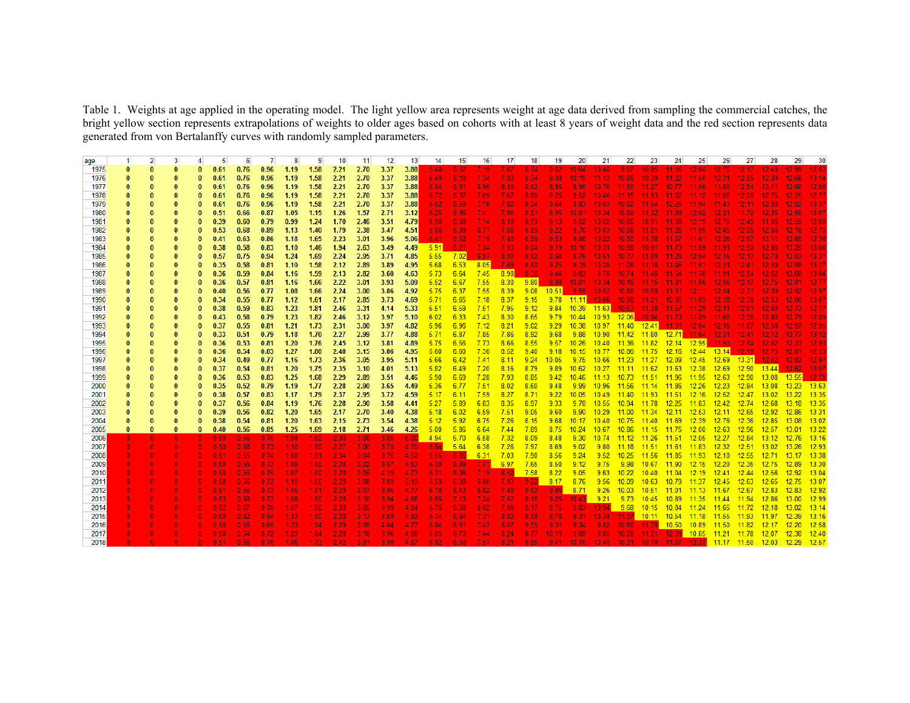Table 1. Weights at age applied in the operating model. The light yellow area represents weight at age data derived from sampling the commercial catches, the bright yellow section represents extrapolations of weights to older ages based on cohorts with at least 8 years of weight data and the red section represents data generated from von Bertalanffy curves with randomly sampled parameters.

| age | 1 | 2 | 3 | 4 | 5 | 6 | 7 | 8 | 9 | 10 | 11 | 12 | 13 | 14 | 15 | 16 | 17 | 18 | 19 | 20 | 21 | 22 | 23 | 24 | 25 | 26 | 27 | 28 | 29 | 30 |
|---|---|---|---|---|---|---|---|---|---|---|---|---|---|---|---|---|---|---|---|---|---|---|---|---|---|---|---|---|---|---|
| 1975 | 0 | 0 | 0 | 0 | 0.61 | 0.76 | 0.96 | 1.19 | 1.58 | 2.21 | 2.70 | 3.37 | 3.88 | 5.40 | 6.52 | 7.15 | 7.67 | 8.74 | 9.62 | 10.64 | 10.40 | 9.97 | 10.85 | 11.16 | 12.04 | 12.75 | 12.17 | 12.49 | 12.99 | 12.83 |
| 1976 | 0 | 0 | 0 | 0 | 0.61 | 0.76 | 0.96 | 1.19 | 1.58 | 2.21 | 2.70 | 3.37 | 3.88 | 5.49 | 6.19 | 7.34 | 7.93 | 8.34 | 9.38 | 10.19 | 11.13 | 10.86 | 10.39 | 11.22 | 11.50 | 12.31 | 12.85 | 12.39 | 12.68 | 13.14 |
| 1977 | 0 | 0 | 0 | 0 | 0.61 | 0.76 | 0.96 | 1.19 | 1.58 | 2.21 | 2.70 | 3.37 | 3.88 | 5.54 | 6.31 | 6.96 | 8.10 | 8.62 | 8.95 | 9.95 | 10.70 | 11.56 | 11.27 | 10.77 | 11.56 | 11.80 | 12.64 | 13.11 | 12.60 | 12.86 |
| 1978 | 0 | 0 | 0 | 0 | 0.61 | 0.76 | 0.96 | 1.19 | 1.58 | 2.21 | 2.70 | 3.37 | 3.88 | 5.72 | 6.37 | 7.09 | 7.67 | 8.60 | 9.25 | 9.52 | 10.46 | 11.15 | 11.93 | 11.62 | 11.12 | 11.85 | 12.06 | 12.75 | 13.25 | 12.77 |
| 1979 | 0 | 0 | 0 | 0 | 0.61 | 0.76 | 0.96 | 1.19 | 1.58 | 2.21 | 2.70 | 3.37 | 3.88 | 5.52 | 6.59 | 7.16 | 7.82 | 8.34 | 9.44 | 9.83 | 10.03 | 10.92 | 11.54 | 12.25 | 11.94 | 11.43 | 12.11 | 12.30 | 12.92 | 13.37 |
| 1980 | 0 | 0 | 0 | 0 | 0.51 | 0.66 | 0.87 | 1.05 | 1.15 | 1.26 | 1.57 | 2.71 | 3.12 | 5.25 | 6.35 | 7.41 | 7.90 | 8.51 | 8.95 | 10.01 | 10.34 | 10.50 | 11.32 | 11.89 | 12.52 | 12.21 | 11.70 | 12.35 | 12.50 | 13.07 |
| 1981 | 0 | 0 | 0 | 0 | 0.39 | 0.60 | 0.79 | 0.99 | 1.24 | 1.70 | 2.46 | 3.51 | 4.79 | 5.58 | 6.00 | 7.14 | 8.18 | 8.59 | 9.13 | 9.52 | 10.52 | 10.80 | 10.91 | 11.68 | 12.15 | 12.75 | 12.45 | 11.96 | 12.55 | 12.69 |
| 1982 | 0 | 0 | 0 | 0 | 0.53 | 0.68 | 0.89 | 1.13 | 1.40 | 1.79 | 2.38 | 3.47 | 4.51 | 5.66 | 6.39 | 6.71 | 7.88 | 8.89 | 9.22 | 9.70 | 10.03 | 10.98 | 11.21 | 11.28 | 11.99 | 12.45 | 12.95 | 12.66 | 12.18 | 12.73 |
| 1983 | 0 | 0 | 0 | 0 | 0.41 | 0.63 | 0.86 | 1.18 | 1.65 | 2.23 | 3.01 | 3.96 | 5.06 | 5.41 | 6.52 | 7.19 | 7.40 | 8.56 | 9.53 | 9.80 | 10.22 | 10.50 | 11.38 | 11.57 | 11.61 | 12.26 | 12.67 | 13.11 | 12.86 | 12.38 |
| 1984 | 0 | 0 | 0 | 0 | 0.38 | 0.58 | 0.83 | 1.10 | 1.46 | 1.94 | 2.63 | 3.49 | 4.49 | 5.91 | 6.21 | 7.34 | 7.93 | 8.04 | 9.19 | 10.10 | 10.31 | 10.60 | 10.91 | 11.73 | 11.89 | 11.91 | 12.50 | 12.86 | 13.25 | 13.00 |
| 1985 | 0 | 0 | 0 | 0 | 0.57 | 0.75 | 0.94 | 1.24 | 1.69 | 2.24 | 2.95 | 3.71 | 4.85 | 5.55 | 7.02 | 6.97 | 8.10 | 8.62 | 8.64 | 9.76 | 10.61 | 10.77 | 11.09 | 11.28 | 12.04 | 12.16 | 12.17 | 12.70 | 13.03 | 13.37 |
| 1986 | 0 | 0 | 0 | 0 | 0.35 | 0.58 | 0.81 | 1.10 | 1.58 | 2.12 | 2.89 | 3.89 | 4.95 | 5.68 | 6.53 | 8.05 | 7.69 | 8.80 | 9.25 | 9.19 | 10.28 | 11.06 | 11.18 | 11.46 | 11.61 | 12.31 | 12.41 | 12.39 | 12.88 | 13.17 |
| 1987 | 0 | 0 | 0 | 0 | 0.36 | 0.59 | 0.84 | 1.16 | 1.59 | 2.13 | 2.82 | 3.60 | 4.63 | 5.73 | 6.64 | 7.45 | 8.98 | 8.36 | 9.44 | 9.83 | 9.70 | 10.74 | 11.46 | 11.54 | 11.78 | 11.91 | 12.54 | 12.62 | 12.60 | 13.04 |
| 1988 | 0 | 0 | 0 | 0 | 0.36 | 0.57 | 0.81 | 1.16 | 1.66 | 2.22 | 3.01 | 3.93 | 5.09 | 5.52 | 6.67 | 7.55 | 8.30 | 9.80 | 8.98 | 10.01 | 10.34 | 10.16 | 11.15 | 11.31 | 11.86 | 12.06 | 12.17 | 12.75 | 12.81 | 12.77 |
| 1989 | 0 | 0 | 0 | 0 | 0.40 | 0.56 | 0.77 | 1.08 | 1.66 | 2.24 | 3.00 | 3.86 | 4.92 | 5.75 | 6.37 | 7.55 | 8.39 | 9.08 | 10.51 | 9.56 | 10.52 | 10.80 | 10.58 | 11.51 | 12.11 | 12.14 | 12.31 | 12.39 | 12.92 | 12.97 |
| 1990 | 0 | 0 | 0 | 0 | 0.34 | 0.55 | 0.77 | 1.12 | 1.61 | 2.17 | 2.85 | 3.73 | 4.69 | 5.71 | 6.65 | 7.18 | 8.37 | 9.15 | 9.78 | 11.11 | 10.06 | 10.98 | 11.21 | 10.95 | 11.83 | 12.38 | 12.38 | 12.53 | 12.60 | 13.07 |
| 1991 | 0 | 0 | 0 | 0 | 0.38 | 0.59 | 0.83 | 1.23 | 1.81 | 2.46 | 3.31 | 4.14 | 5.33 | 6.51 | 6.59 | 7.61 | 7.95 | 9.12 | 9.84 | 10.39 | 11.63 | 10.53 | 11.38 | 11.57 | 11.29 | 12.11 | 12.61 | 12.50 | 12.73 | 12.77 |
| 1992 | 0 | 0 | 0 | 0 | 0.43 | 0.58 | 0.79 | 1.23 | 1.82 | 2.46 | 3.12 | 3.97 | 5.10 | 6.02 | 6.33 | 7.43 | 8.30 | 8.65 | 9.79 | 10.44 | 10.93 | 12.06 | 10.94 | 11.73 | 11.89 | 11.60 | 12.36 | 12.80 | 12.79 | 12.89 |
| 1993 | 0 | 0 | 0 | 0 | 0.37 | 0.55 | 0.81 | 1.21 | 1.73 | 2.31 | 3.00 | 3.97 | 4.82 | 5.96 | 6.96 | 7.12 | 8.21 | 9.02 | 9.29 | 10.38 | 10.97 | 11.40 | 12.41 | 11.31 | 12.04 | 12.16 | 11.87 | 12.58 | 12.97 | 12.95 |
| 1994 | 0 | 0 | 0 | 0 | 0.33 | 0.51 | 0.79 | 1.18 | 1.70 | 2.27 | 2.99 | 3.77 | 4.88 | 5.71 | 6.87 | 7.85 | 7.86 | 8.92 | 9.68 | 9.88 | 10.90 | 11.42 | 11.80 | 12.71 | 11.64 | 12.31 | 12.41 | 12.12 | 12.77 | 13.12 |
| 1995 | 0 | 0 | 0 | 0 | 0.36 | 0.53 | 0.81 | 1.20 | 1.76 | 2.45 | 3.12 | 3.81 | 4.89 | 5.75 | 6.56 | 7.73 | 8.66 | 8.55 | 9.57 | 10.26 | 10.40 | 11.36 | 11.82 | 12.14 | 12.95 | 11.93 | 12.54 | 12.62 | 12.33 | 12.93 |
| 1996 | 0 | 0 | 0 | 0 | 0.36 | 0.54 | 0.83 | 1.27 | 1.80 | 2.40 | 3.15 | 3.06 | 4.95 | 5.60 | 6.60 | 7.36 | 8.52 | 9.40 | 9.10 | 10.15 | 10.77 | 10.86 | 11.75 | 12.16 | 12.44 | 13.14 | 12.13 | 12.75 | 12.81 | 12.53 |
| 1997 | 0 | 0 | 0 | 0 | 0.34 | 0.49 | 0.77 | 1.16 | 1.73 | 2.36 | 3.05 | 3.95 | 5.11 | 5.66 | 6.42 | 7.41 | 8.11 | 9.24 | 10.06 | 9.76 | 10.66 | 11.23 | 11.27 | 12.09 | 12.45 | 12.69 | 13.31 | 12.42 | 12.92 | 12.97 |
| 1998 | 0 | 0 | 0 | 0 | 0.37 | 0.54 | 0.81 | 1.20 | 1.75 | 2.35 | 3.10 | 4.01 | 5.13 | 5.82 | 6.49 | 7.20 | 8.16 | 8.79 | 9.89 | 10.62 | 10.27 | 11.11 | 11.62 | 11.63 | 12.38 | 12.69 | 12.90 | 13.44 | 12.62 | 13.07 |
| 1999 | 0 | 0 | 0 | 0 | 0.36 | 0.53 | 0.83 | 1.25 | 1.68 | 2.29 | 2.89 | 3.51 | 4.46 | 5.90 | 6.69 | 7.28 | 7.93 | 8.85 | 9.42 | 10.46 | 11.13 | 10.73 | 11.51 | 11.96 | 11.95 | 12.63 | 12.90 | 13.08 | 13.55 | 12.79 |
| 2000 | 0 | 0 | 0 | 0 | 0.35 | 0.52 | 0.79 | 1.19 | 1.77 | 2.28 | 2.90 | 3.65 | 4.49 | 6.36 | 6.77 | 7.51 | 8.02 | 8.60 | 9.48 | 9.99 | 10.96 | 11.56 | 11.14 | 11.86 | 12.26 | 12.23 | 12.84 | 13.08 | 13.23 | 13.63 |
| 2001 | 0 | 0 | 0 | 0 | 0.38 | 0.57 | 0.83 | 1.17 | 1.79 | 2.37 | 2.95 | 3.72 | 4.59 | 5.17 | 6.11 | 7.59 | 8.27 | 8.71 | 9.22 | 10.05 | 10.49 | 11.40 | 11.93 | 11.51 | 12.16 | 12.52 | 12.47 | 13.02 | 13.22 | 13.35 |
| 2002 | 0 | 0 | 0 | 0 | 0.37 | 0.56 | 0.84 | 1.19 | 1.76 | 2.28 | 2.90 | 3.58 | 4.41 | 5.27 | 5.89 | 6.83 | 8.35 | 8.97 | 9.33 | 9.78 | 10.55 | 10.94 | 11.78 | 12.25 | 11.83 | 12.42 | 12.74 | 12.68 | 13.18 | 13.35 |
| 2003 | 0 | 0 | 0 | 0 | 0.39 | 0.56 | 0.82 | 1.20 | 1.65 | 2.17 | 2.70 | 3.40 | 4.38 | 5.18 | 6.02 | 6.69 | 7.51 | 9.05 | 9.60 | 9.90 | 10.29 | 11.00 | 11.34 | 12.11 | 12.53 | 12.11 | 12.65 | 12.92 | 12.86 | 13.31 |
| 2004 | 0 | 0 | 0 | 0 | 0.38 | 0.54 | 0.81 | 1.20 | 1.63 | 2.15 | 2.73 | 3.54 | 4.38 | 5.12 | 5.92 | 6.75 | 7.26 | 8.15 | 9.68 | 10.17 | 10.40 | 10.75 | 11.40 | 11.69 | 12.39 | 12.76 | 12.36 | 12.85 | 13.08 | 13.02 |
| 2005 | 0 | 0 | 0 | 0 | 0.40 | 0.56 | 0.85 | 1.25 | 1.69 | 2.18 | 2.71 | 3.46 | 4.26 | 5.00 | 5.86 | 6.64 | 7.44 | 7.89 | 8.75 | 10.24 | 10.67 | 10.86 | 11.15 | 11.75 | 12.00 | 12.63 | 12.96 | 12.57 | 13.01 | 13.22 |
| 2006 | 0 | 0 | 0 | 0 | 0.50 | 0.56 | 0.75 | 1.04 | 1.62 | 2.30 | 3.00 | 3.85 | 5.00 | 4.94 | 5.70 | 6.68 | 7.32 | 8.09 | 8.48 | 9.30 | 10.74 | 11.12 | 11.26 | 11.51 | 12.06 | 12.27 | 12.84 | 13.12 | 12.76 | 13.16 |
| 2007 | 0 | 0 | 0 | 0 | 0.50 | 0.56 | 0.73 | 1.10 | 1.60 | 2.27 | 3.00 | 3.75 | 4.70 | 5.94 | 5.64 | 6.38 | 7.26 | 7.97 | 8.69 | 9.02 | 9.80 | 11.18 | 11.51 | 11.61 | 11.83 | 12.32 | 12.51 | 13.02 | 13.26 | 12.93 |
| 2008 | 0 | 0 | 0 | 0 | 0.51 | 0.55 | 0.74 | 1.08 | 1.61 | 2.34 | 3.04 | 3.75 | 4.52 | 5.56 | 6.35 | 6.31 | 7.03 | 7.90 | 8.56 | 9.24 | 9.52 | 10.25 | 11.56 | 11.85 | 11.93 | 12.10 | 12.55 | 12.71 | 13.17 | 13.38 |
| 2009 | 0 | 0 | 0 | 0 | 0.50 | 0.56 | 0.73 | 1.08 | 1.60 | 2.28 | 3.22 | 3.87 | 4.53 | 6.30 | 6.39 | 7.71 | 6.97 | 7.65 | 8.50 | 9.12 | 9.75 | 9.98 | 10.67 | 11.90 | 12.15 | 12.20 | 12.35 | 12.75 | 12.89 | 13.30 |
| 2010 | 0 | 0 | 0 | 0 | 0.50 | 0.55 | 0.75 | 1.07 | 1.60 | 2.23 | 3.05 | 4.19 | 4.73 | 5.31 | 6.06 | 7.19 | 8.50 | 7.58 | 8.22 | 9.05 | 9.63 | 10.22 | 10.40 | 11.04 | 12.19 | 12.41 | 12.44 | 12.56 | 12.92 | 13.04 |
| 2011 | 0 | 0 | 0 | 0 | 0.50 | 0.56 | 0.72 | 1.10 | 1.60 | 2.23 | 3.08 | 3.89 | 5.19 | 5.59 | 6.08 | 6.80 | 7.93 | 9.22 | 8.17 | 8.76 | 9.56 | 10.09 | 10.63 | 10.79 | 11.37 | 12.45 | 12.63 | 12.65 | 12.75 | 13.07 |
| 2012 | 0 | 0 | 0 | 0 | 0.51 | 0.55 | 0.73 | 1.06 | 1.61 | 2.29 | 3.07 | 3.95 | 4.77 | 6.18 | 6.43 | 6.82 | 7.49 | 8.52 | 9.88 | 8.71 | 9.26 | 10.03 | 10.51 | 11.01 | 11.13 | 11.67 | 12.67 | 12.83 | 12.83 | 12.92 |
| 2013 | 0 | 0 | 0 | 0 | 0.53 | 0.58 | 0.73 | 1.08 | 1.60 | 2.28 | 3.10 | 3.94 | 4.86 | 5.65 | 7.13 | 7.24 | 7.62 | 8.15 | 9.25 | 10.43 | 9.21 | 9.73 | 10.45 | 10.89 | 11.35 | 11.44 | 11.94 | 12.86 | 13.00 | 12.99 |
| 2014 | 0 | 0 | 0 | 0 | 0.52 | 0.57 | 0.78 | 1.07 | 1.60 | 2.30 | 3.05 | 3.99 | 4.84 | 5.76 | 6.50 | 8.02 | 7.99 | 8.17 | 8.75 | 9.83 | 10.94 | 9.68 | 10.15 | 10.84 | 11.24 | 11.65 | 11.72 | 12.18 | 13.02 | 13.14 |
| 2015 | 0 | 0 | 0 | 0 | 0.50 | 0.52 | 0.94 | 1.13 | 1.60 | 2.28 | 3.13 | 3.89 | 4.92 | 6.74 | 6.54 | 7.31 | 8.82 | 8.68 | 8.78 | 9.31 | 10.34 | 11.37 | 10.11 | 10.54 | 11.18 | 11.55 | 11.93 | 11.97 | 12.39 | 13.16 |
| 2016 | 0 | 0 | 0 | 0 | 0.50 | 0.55 | 0.85 | 1.33 | 1.64 | 2.29 | 3.08 | 4.04 | 4.77 | 5.84 | 6.51 | 7.47 | 8.07 | 9.55 | 9.31 | 9.34 | 9.82 | 10.80 | 11.76 | 10.50 | 10.89 | 11.50 | 11.82 | 12.17 | 12.20 | 12.58 |
| 2017 | 0 | 0 | 0 | 0 | 0.50 | 0.54 | 0.72 | 1.23 | 1.84 | 2.28 | 3.10 | 3.96 | 4.98 | 5.65 | 6.73 | 7.44 | 8.24 | 8.77 | 10.19 | 9.89 | 9.85 | 10.28 | 11.21 | 12.09 | 10.85 | 11.21 | 11.78 | 12.07 | 12.38 | 12.40 |
| 2018 | 0 | 0 | 0 | 0 | 0.51 | 0.55 | 0.70 | 1.06 | 1.73 | 2.42 | 3.01 | 3.99 | 4.87 | 5.92 | 6.50 | 7.57 | 8.21 | 8.95 | 9.41 | 10.75 | 10.40 | 10.31 | 10.70 | 11.57 | 12.37 | 11.17 | 11.60 | 12.03 | 12.29 | 12.57 |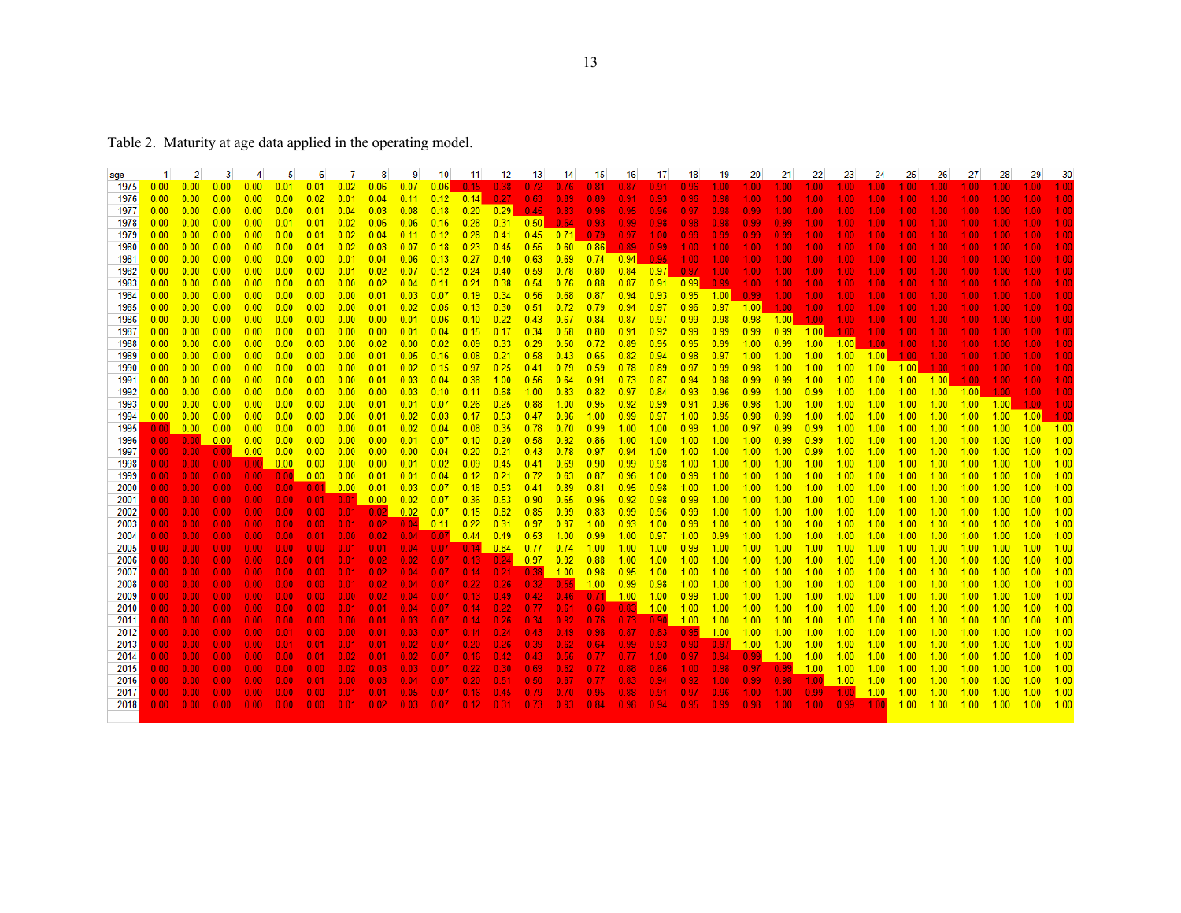Table 2. Maturity at age data applied in the operating model.

| age | 1 | 2 | 3 | 4 | 5 | 6 | 7 | 8 | 9 | 10 | 11 | 12 | 13 | 14 | 15 | 16 | 17 | 18 | 19 | 20 | 21 | 22 | 23 | 24 | 25 | 26 | 27 | 28 | 29 | 30 |
|---|---|---|---|---|---|---|---|---|---|---|---|---|---|---|---|---|---|---|---|---|---|---|---|---|---|---|---|---|---|---|
| 1975 | 0.00 | 0.00 | 0.00 | 0.00 | 0.01 | 0.01 | 0.02 | 0.05 | 0.07 | 0.06 | 0.15 | 0.38 | 0.72 | 0.76 | 0.81 | 0.87 | 0.91 | 0.96 | 1.00 | 1.00 | 1.00 | 1.00 | 1.00 | 1.00 | 1.00 | 1.00 | 1.00 | 1.00 | 1.00 | 1.00 |
| 1976 | 0.00 | 0.00 | 0.00 | 0.00 | 0.00 | 0.02 | 0.01 | 0.04 | 0.11 | 0.12 | 0.14 | 0.27 | 0.63 | 0.89 | 0.89 | 0.91 | 0.93 | 0.96 | 0.98 | 1.00 | 1.00 | 1.00 | 1.00 | 1.00 | 1.00 | 1.00 | 1.00 | 1.00 | 1.00 | 1.00 |
| 1977 | 0.00 | 0.00 | 0.00 | 0.00 | 0.00 | 0.01 | 0.04 | 0.03 | 0.08 | 0.18 | 0.20 | 0.29 | 0.45 | 0.83 | 0.96 | 0.95 | 0.96 | 0.97 | 0.98 | 0.99 | 1.00 | 1.00 | 1.00 | 1.00 | 1.00 | 1.00 | 1.00 | 1.00 | 1.00 | 1.00 |
| 1978 | 0.00 | 0.00 | 0.00 | 0.00 | 0.01 | 0.01 | 0.02 | 0.06 | 0.06 | 0.16 | 0.28 | 0.31 | 0.50 | 0.64 | 0.93 | 0.99 | 0.98 | 0.98 | 0.98 | 0.99 | 0.99 | 1.00 | 1.00 | 1.00 | 1.00 | 1.00 | 1.00 | 1.00 | 1.00 | 1.00 |
| 1979 | 0.00 | 0.00 | 0.00 | 0.00 | 0.00 | 0.01 | 0.02 | 0.04 | 0.11 | 0.12 | 0.28 | 0.41 | 0.45 | 0.71 | 0.79 | 0.97 | 1.00 | 0.99 | 0.99 | 0.99 | 0.99 | 1.00 | 1.00 | 1.00 | 1.00 | 1.00 | 1.00 | 1.00 | 1.00 | 1.00 |
| 1980 | 0.00 | 0.00 | 0.00 | 0.00 | 0.00 | 0.01 | 0.02 | 0.03 | 0.07 | 0.18 | 0.23 | 0.45 | 0.55 | 0.60 | 0.86 | 0.89 | 0.99 | 1.00 | 1.00 | 1.00 | 1.00 | 1.00 | 1.00 | 1.00 | 1.00 | 1.00 | 1.00 | 1.00 | 1.00 | 1.00 |
| 1981 | 0.00 | 0.00 | 0.00 | 0.00 | 0.00 | 0.00 | 0.01 | 0.04 | 0.06 | 0.13 | 0.27 | 0.40 | 0.63 | 0.69 | 0.74 | 0.94 | 0.95 | 1.00 | 1.00 | 1.00 | 1.00 | 1.00 | 1.00 | 1.00 | 1.00 | 1.00 | 1.00 | 1.00 | 1.00 | 1.00 |
| 1982 | 0.00 | 0.00 | 0.00 | 0.00 | 0.00 | 0.00 | 0.01 | 0.02 | 0.07 | 0.12 | 0.24 | 0.40 | 0.59 | 0.78 | 0.80 | 0.84 | 0.97 | 0.97 | 1.00 | 1.00 | 1.00 | 1.00 | 1.00 | 1.00 | 1.00 | 1.00 | 1.00 | 1.00 | 1.00 | 1.00 |
| 1983 | 0.00 | 0.00 | 0.00 | 0.00 | 0.00 | 0.00 | 0.00 | 0.02 | 0.04 | 0.11 | 0.21 | 0.38 | 0.54 | 0.76 | 0.88 | 0.87 | 0.91 | 0.99 | 0.99 | 1.00 | 1.00 | 1.00 | 1.00 | 1.00 | 1.00 | 1.00 | 1.00 | 1.00 | 1.00 | 1.00 |
| 1984 | 0.00 | 0.00 | 0.00 | 0.00 | 0.00 | 0.00 | 0.00 | 0.01 | 0.03 | 0.07 | 0.19 | 0.34 | 0.56 | 0.68 | 0.87 | 0.94 | 0.93 | 0.95 | 1.00 | 0.99 | 1.00 | 1.00 | 1.00 | 1.00 | 1.00 | 1.00 | 1.00 | 1.00 | 1.00 | 1.00 |
| 1985 | 0.00 | 0.00 | 0.00 | 0.00 | 0.00 | 0.00 | 0.00 | 0.01 | 0.02 | 0.05 | 0.13 | 0.30 | 0.51 | 0.72 | 0.79 | 0.94 | 0.97 | 0.96 | 0.97 | 1.00 | 1.00 | 1.00 | 1.00 | 1.00 | 1.00 | 1.00 | 1.00 | 1.00 | 1.00 | 1.00 |
| 1986 | 0.00 | 0.00 | 0.00 | 0.00 | 0.00 | 0.00 | 0.00 | 0.00 | 0.01 | 0.06 | 0.10 | 0.22 | 0.43 | 0.67 | 0.84 | 0.87 | 0.97 | 0.99 | 0.98 | 0.98 | 1.00 | 1.00 | 1.00 | 1.00 | 1.00 | 1.00 | 1.00 | 1.00 | 1.00 | 1.00 |
| 1987 | 0.00 | 0.00 | 0.00 | 0.00 | 0.00 | 0.00 | 0.00 | 0.00 | 0.01 | 0.04 | 0.15 | 0.17 | 0.34 | 0.58 | 0.80 | 0.91 | 0.92 | 0.99 | 0.99 | 0.99 | 0.99 | 1.00 | 1.00 | 1.00 | 1.00 | 1.00 | 1.00 | 1.00 | 1.00 | 1.00 |
| 1988 | 0.00 | 0.00 | 0.00 | 0.00 | 0.00 | 0.00 | 0.00 | 0.02 | 0.00 | 0.02 | 0.09 | 0.33 | 0.29 | 0.50 | 0.72 | 0.89 | 0.95 | 0.95 | 0.99 | 1.00 | 0.99 | 1.00 | 1.00 | 1.00 | 1.00 | 1.00 | 1.00 | 1.00 | 1.00 | 1.00 |
| 1989 | 0.00 | 0.00 | 0.00 | 0.00 | 0.00 | 0.00 | 0.00 | 0.01 | 0.05 | 0.16 | 0.08 | 0.21 | 0.58 | 0.43 | 0.65 | 0.82 | 0.94 | 0.98 | 0.97 | 1.00 | 1.00 | 1.00 | 1.00 | 1.00 | 1.00 | 1.00 | 1.00 | 1.00 | 1.00 | 1.00 |
| 1990 | 0.00 | 0.00 | 0.00 | 0.00 | 0.00 | 0.00 | 0.00 | 0.01 | 0.02 | 0.15 | 0.97 | 0.25 | 0.41 | 0.79 | 0.59 | 0.78 | 0.89 | 0.97 | 0.99 | 0.98 | 1.00 | 1.00 | 1.00 | 1.00 | 1.00 | 1.00 | 1.00 | 1.00 | 1.00 | 1.00 |
| 1991 | 0.00 | 0.00 | 0.00 | 0.00 | 0.00 | 0.00 | 0.00 | 0.01 | 0.03 | 0.04 | 0.38 | 1.00 | 0.56 | 0.64 | 0.91 | 0.73 | 0.87 | 0.94 | 0.98 | 0.99 | 0.99 | 1.00 | 1.00 | 1.00 | 1.00 | 1.00 | 1.00 | 1.00 | 1.00 | 1.00 |
| 1992 | 0.00 | 0.00 | 0.00 | 0.00 | 0.00 | 0.00 | 0.00 | 0.00 | 0.03 | 0.10 | 0.11 | 0.68 | 1.00 | 0.83 | 0.82 | 0.97 | 0.84 | 0.93 | 0.96 | 0.99 | 1.00 | 0.99 | 1.00 | 1.00 | 1.00 | 1.00 | 1.00 | 1.00 | 1.00 | 1.00 |
| 1993 | 0.00 | 0.00 | 0.00 | 0.00 | 0.00 | 0.00 | 0.00 | 0.01 | 0.01 | 0.07 | 0.26 | 0.25 | 0.88 | 1.00 | 0.95 | 0.92 | 0.99 | 0.91 | 0.96 | 0.98 | 1.00 | 1.00 | 1.00 | 1.00 | 1.00 | 1.00 | 1.00 | 1.00 | 1.00 | 1.00 |
| 1994 | 0.00 | 0.00 | 0.00 | 0.00 | 0.00 | 0.00 | 0.00 | 0.01 | 0.02 | 0.03 | 0.17 | 0.53 | 0.47 | 0.96 | 1.00 | 0.99 | 0.97 | 1.00 | 0.95 | 0.98 | 0.99 | 1.00 | 1.00 | 1.00 | 1.00 | 1.00 | 1.00 | 1.00 | 1.00 | 1.00 |
| 1995 | 0.00 | 0.00 | 0.00 | 0.00 | 0.00 | 0.00 | 0.00 | 0.01 | 0.02 | 0.04 | 0.08 | 0.35 | 0.78 | 0.70 | 0.99 | 1.00 | 1.00 | 0.99 | 1.00 | 0.97 | 0.99 | 0.99 | 1.00 | 1.00 | 1.00 | 1.00 | 1.00 | 1.00 | 1.00 | 1.00 |
| 1996 | 0.00 | 0.00 | 0.00 | 0.00 | 0.00 | 0.00 | 0.00 | 0.00 | 0.01 | 0.07 | 0.10 | 0.20 | 0.58 | 0.92 | 0.86 | 1.00 | 1.00 | 1.00 | 1.00 | 1.00 | 0.99 | 0.99 | 1.00 | 1.00 | 1.00 | 1.00 | 1.00 | 1.00 | 1.00 | 1.00 |
| 1997 | 0.00 | 0.00 | 0.00 | 0.00 | 0.00 | 0.00 | 0.00 | 0.00 | 0.00 | 0.04 | 0.20 | 0.21 | 0.43 | 0.78 | 0.97 | 0.94 | 1.00 | 1.00 | 1.00 | 1.00 | 1.00 | 0.99 | 1.00 | 1.00 | 1.00 | 1.00 | 1.00 | 1.00 | 1.00 | 1.00 |
| 1998 | 0.00 | 0.00 | 0.00 | 0.00 | 0.00 | 0.00 | 0.00 | 0.00 | 0.01 | 0.02 | 0.09 | 0.45 | 0.41 | 0.69 | 0.90 | 0.99 | 0.98 | 1.00 | 1.00 | 1.00 | 1.00 | 1.00 | 1.00 | 1.00 | 1.00 | 1.00 | 1.00 | 1.00 | 1.00 | 1.00 |
| 1999 | 0.00 | 0.00 | 0.00 | 0.00 | 0.00 | 0.00 | 0.00 | 0.01 | 0.01 | 0.04 | 0.12 | 0.21 | 0.72 | 0.63 | 0.87 | 0.96 | 1.00 | 0.99 | 1.00 | 1.00 | 1.00 | 1.00 | 1.00 | 1.00 | 1.00 | 1.00 | 1.00 | 1.00 | 1.00 | 1.00 |
| 2000 | 0.00 | 0.00 | 0.00 | 0.00 | 0.00 | 0.01 | 0.00 | 0.01 | 0.03 | 0.07 | 0.18 | 0.53 | 0.41 | 0.89 | 0.81 | 0.95 | 0.98 | 1.00 | 1.00 | 1.00 | 1.00 | 1.00 | 1.00 | 1.00 | 1.00 | 1.00 | 1.00 | 1.00 | 1.00 | 1.00 |
| 2001 | 0.00 | 0.00 | 0.00 | 0.00 | 0.00 | 0.01 | 0.01 | 0.00 | 0.02 | 0.07 | 0.36 | 0.53 | 0.90 | 0.65 | 0.96 | 0.92 | 0.98 | 0.99 | 1.00 | 1.00 | 1.00 | 1.00 | 1.00 | 1.00 | 1.00 | 1.00 | 1.00 | 1.00 | 1.00 | 1.00 |
| 2002 | 0.00 | 0.00 | 0.00 | 0.00 | 0.00 | 0.00 | 0.01 | 0.02 | 0.02 | 0.07 | 0.15 | 0.82 | 0.85 | 0.99 | 0.83 | 0.99 | 0.96 | 0.99 | 1.00 | 1.00 | 1.00 | 1.00 | 1.00 | 1.00 | 1.00 | 1.00 | 1.00 | 1.00 | 1.00 | 1.00 |
| 2003 | 0.00 | 0.00 | 0.00 | 0.00 | 0.00 | 0.00 | 0.01 | 0.02 | 0.04 | 0.11 | 0.22 | 0.31 | 0.97 | 0.97 | 1.00 | 0.93 | 1.00 | 0.99 | 1.00 | 1.00 | 1.00 | 1.00 | 1.00 | 1.00 | 1.00 | 1.00 | 1.00 | 1.00 | 1.00 | 1.00 |
| 2004 | 0.00 | 0.00 | 0.00 | 0.00 | 0.00 | 0.01 | 0.00 | 0.02 | 0.04 | 0.07 | 0.44 | 0.49 | 0.53 | 1.00 | 0.99 | 1.00 | 0.97 | 1.00 | 0.99 | 1.00 | 1.00 | 1.00 | 1.00 | 1.00 | 1.00 | 1.00 | 1.00 | 1.00 | 1.00 | 1.00 |
| 2005 | 0.00 | 0.00 | 0.00 | 0.00 | 0.00 | 0.00 | 0.01 | 0.01 | 0.04 | 0.07 | 0.14 | 0.84 | 0.77 | 0.74 | 1.00 | 1.00 | 1.00 | 0.99 | 1.00 | 1.00 | 1.00 | 1.00 | 1.00 | 1.00 | 1.00 | 1.00 | 1.00 | 1.00 | 1.00 | 1.00 |
| 2006 | 0.00 | 0.00 | 0.00 | 0.00 | 0.00 | 0.01 | 0.01 | 0.02 | 0.02 | 0.07 | 0.13 | 0.24 | 0.97 | 0.92 | 0.88 | 1.00 | 1.00 | 1.00 | 1.00 | 1.00 | 1.00 | 1.00 | 1.00 | 1.00 | 1.00 | 1.00 | 1.00 | 1.00 | 1.00 | 1.00 |
| 2007 | 0.00 | 0.00 | 0.00 | 0.00 | 0.00 | 0.00 | 0.01 | 0.02 | 0.04 | 0.07 | 0.14 | 0.21 | 0.38 | 1.00 | 0.98 | 0.95 | 1.00 | 1.00 | 1.00 | 1.00 | 1.00 | 1.00 | 1.00 | 1.00 | 1.00 | 1.00 | 1.00 | 1.00 | 1.00 | 1.00 |
| 2008 | 0.00 | 0.00 | 0.00 | 0.00 | 0.00 | 0.00 | 0.01 | 0.02 | 0.04 | 0.07 | 0.22 | 0.26 | 0.32 | 0.59 | 1.00 | 0.99 | 0.98 | 1.00 | 1.00 | 1.00 | 1.00 | 1.00 | 1.00 | 1.00 | 1.00 | 1.00 | 1.00 | 1.00 | 1.00 | 1.00 |
| 2009 | 0.00 | 0.00 | 0.00 | 0.00 | 0.00 | 0.00 | 0.00 | 0.02 | 0.04 | 0.07 | 0.13 | 0.49 | 0.42 | 0.46 | 0.71 | 1.00 | 1.00 | 0.99 | 1.00 | 1.00 | 1.00 | 1.00 | 1.00 | 1.00 | 1.00 | 1.00 | 1.00 | 1.00 | 1.00 | 1.00 |
| 2010 | 0.00 | 0.00 | 0.00 | 0.00 | 0.00 | 0.00 | 0.01 | 0.01 | 0.04 | 0.07 | 0.14 | 0.22 | 0.77 | 0.61 | 0.60 | 0.83 | 1.00 | 1.00 | 1.00 | 1.00 | 1.00 | 1.00 | 1.00 | 1.00 | 1.00 | 1.00 | 1.00 | 1.00 | 1.00 | 1.00 |
| 2011 | 0.00 | 0.00 | 0.00 | 0.00 | 0.00 | 0.00 | 0.00 | 0.01 | 0.03 | 0.07 | 0.14 | 0.26 | 0.34 | 0.92 | 0.75 | 0.73 | 0.90 | 1.00 | 1.00 | 1.00 | 1.00 | 1.00 | 1.00 | 1.00 | 1.00 | 1.00 | 1.00 | 1.00 | 1.00 | 1.00 |
| 2012 | 0.00 | 0.00 | 0.00 | 0.00 | 0.01 | 0.00 | 0.00 | 0.01 | 0.03 | 0.07 | 0.14 | 0.24 | 0.43 | 0.49 | 0.98 | 0.87 | 0.83 | 0.95 | 1.00 | 1.00 | 1.00 | 1.00 | 1.00 | 1.00 | 1.00 | 1.00 | 1.00 | 1.00 | 1.00 | 1.00 |
| 2013 | 0.00 | 0.00 | 0.00 | 0.00 | 0.01 | 0.01 | 0.01 | 0.01 | 0.02 | 0.07 | 0.20 | 0.26 | 0.39 | 0.62 | 0.64 | 0.99 | 0.93 | 0.90 | 0.97 | 1.00 | 1.00 | 1.00 | 1.00 | 1.00 | 1.00 | 1.00 | 1.00 | 1.00 | 1.00 | 1.00 |
| 2014 | 0.00 | 0.00 | 0.00 | 0.00 | 0.00 | 0.01 | 0.02 | 0.01 | 0.02 | 0.07 | 0.16 | 0.42 | 0.43 | 0.56 | 0.77 | 0.77 | 1.00 | 0.97 | 0.94 | 0.99 | 1.00 | 1.00 | 1.00 | 1.00 | 1.00 | 1.00 | 1.00 | 1.00 | 1.00 | 1.00 |
| 2015 | 0.00 | 0.00 | 0.00 | 0.00 | 0.00 | 0.00 | 0.02 | 0.03 | 0.03 | 0.07 | 0.22 | 0.30 | 0.69 | 0.62 | 0.72 | 0.88 | 0.86 | 1.00 | 0.98 | 0.97 | 0.99 | 1.00 | 1.00 | 1.00 | 1.00 | 1.00 | 1.00 | 1.00 | 1.00 | 1.00 |
| 2016 | 0.00 | 0.00 | 0.00 | 0.00 | 0.00 | 0.01 | 0.00 | 0.03 | 0.04 | 0.07 | 0.20 | 0.51 | 0.50 | 0.87 | 0.77 | 0.83 | 0.94 | 0.92 | 1.00 | 0.99 | 0.98 | 1.00 | 1.00 | 1.00 | 1.00 | 1.00 | 1.00 | 1.00 | 1.00 | 1.00 |
| 2017 | 0.00 | 0.00 | 0.00 | 0.00 | 0.00 | 0.00 | 0.01 | 0.01 | 0.05 | 0.07 | 0.16 | 0.46 | 0.79 | 0.70 | 0.95 | 0.88 | 0.91 | 0.97 | 0.96 | 1.00 | 1.00 | 0.99 | 1.00 | 1.00 | 1.00 | 1.00 | 1.00 | 1.00 | 1.00 | 1.00 |
| 2018 | 0.00 | 0.00 | 0.00 | 0.00 | 0.00 | 0.00 | 0.01 | 0.02 | 0.03 | 0.07 | 0.12 | 0.31 | 0.73 | 0.93 | 0.84 | 0.98 | 0.94 | 0.95 | 0.99 | 0.98 | 1.00 | 1.00 | 0.99 | 1.00 | 1.00 | 1.00 | 1.00 | 1.00 | 1.00 | 1.00 |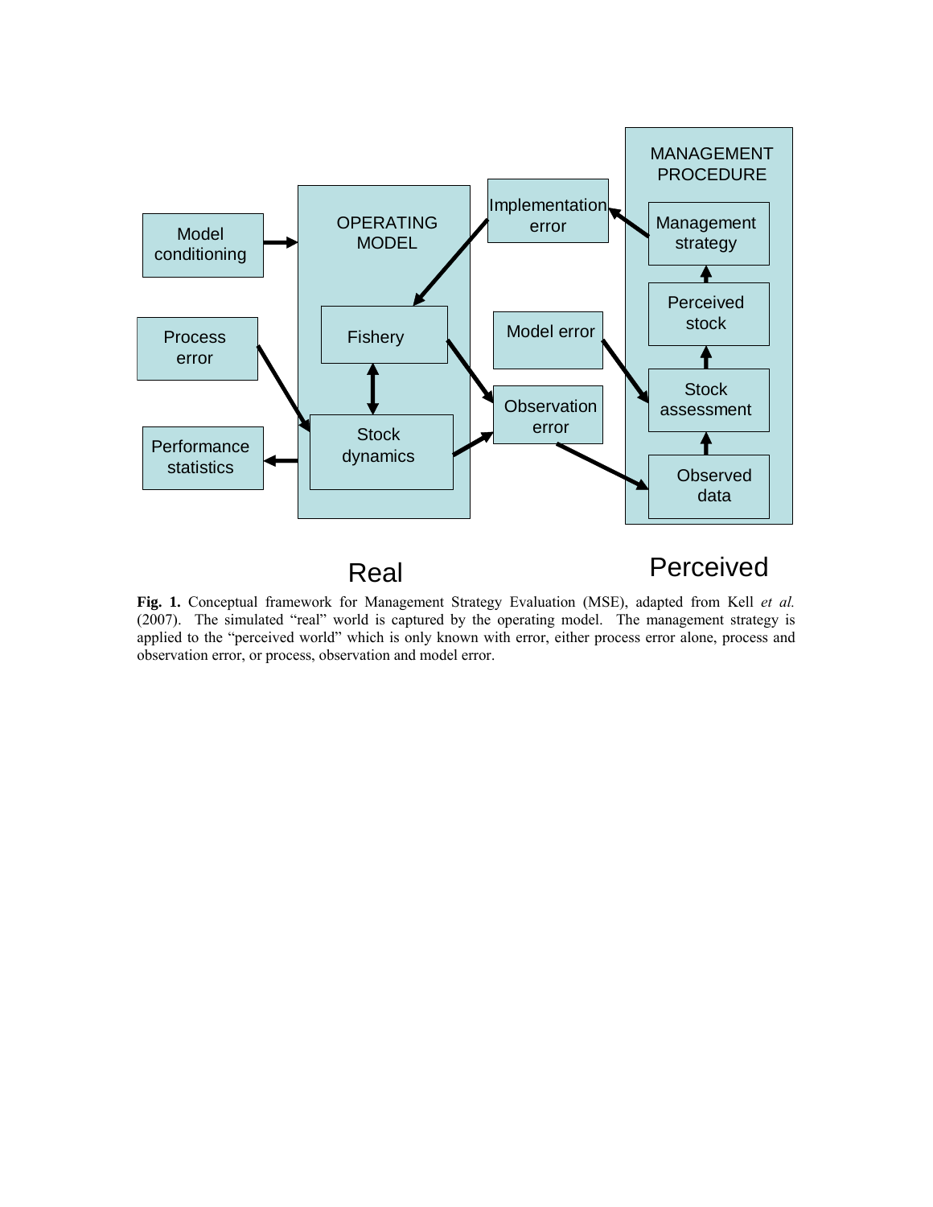**Fig. 1.** Conceptual framework for Management Strategy Evaluation (MSE), adapted from Kell *et al.* (2007). The simulated "real" world is captured by the operating model. The management strategy is applied to the "perceived world" which is only known with error, either process error alone, process and observation error, or process, observation and model error.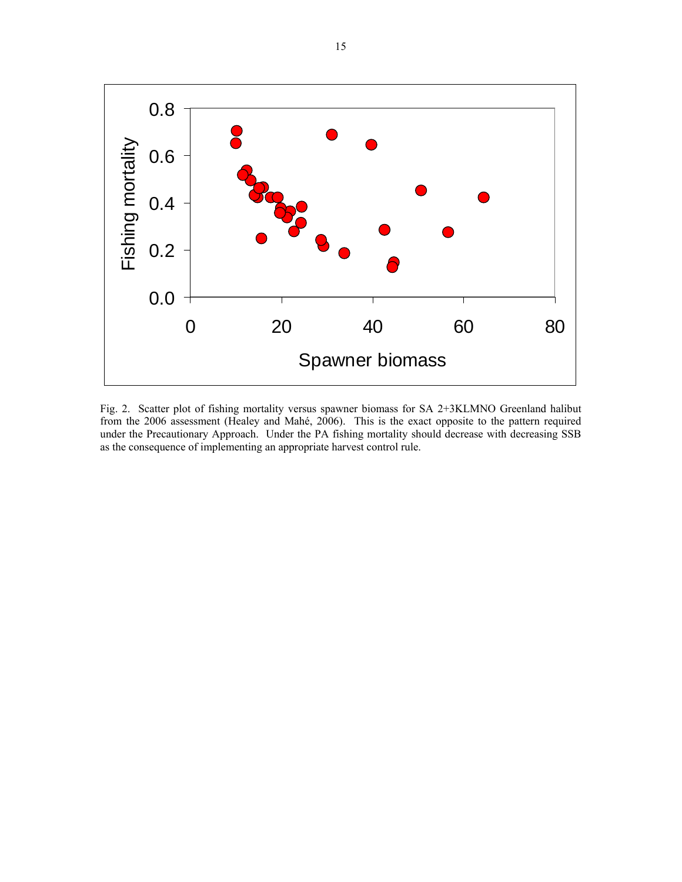Fig. 2. Scatter plot of fishing mortality versus spawner biomass for SA 2+3KLMNO Greenland halibut from the 2006 assessment (Healey and Mahé, 2006). This is the exact opposite to the pattern required under the Precautionary Approach. Under the PA fishing mortality should decrease with decreasing SSB as the consequence of implementing an appropriate harvest control rule.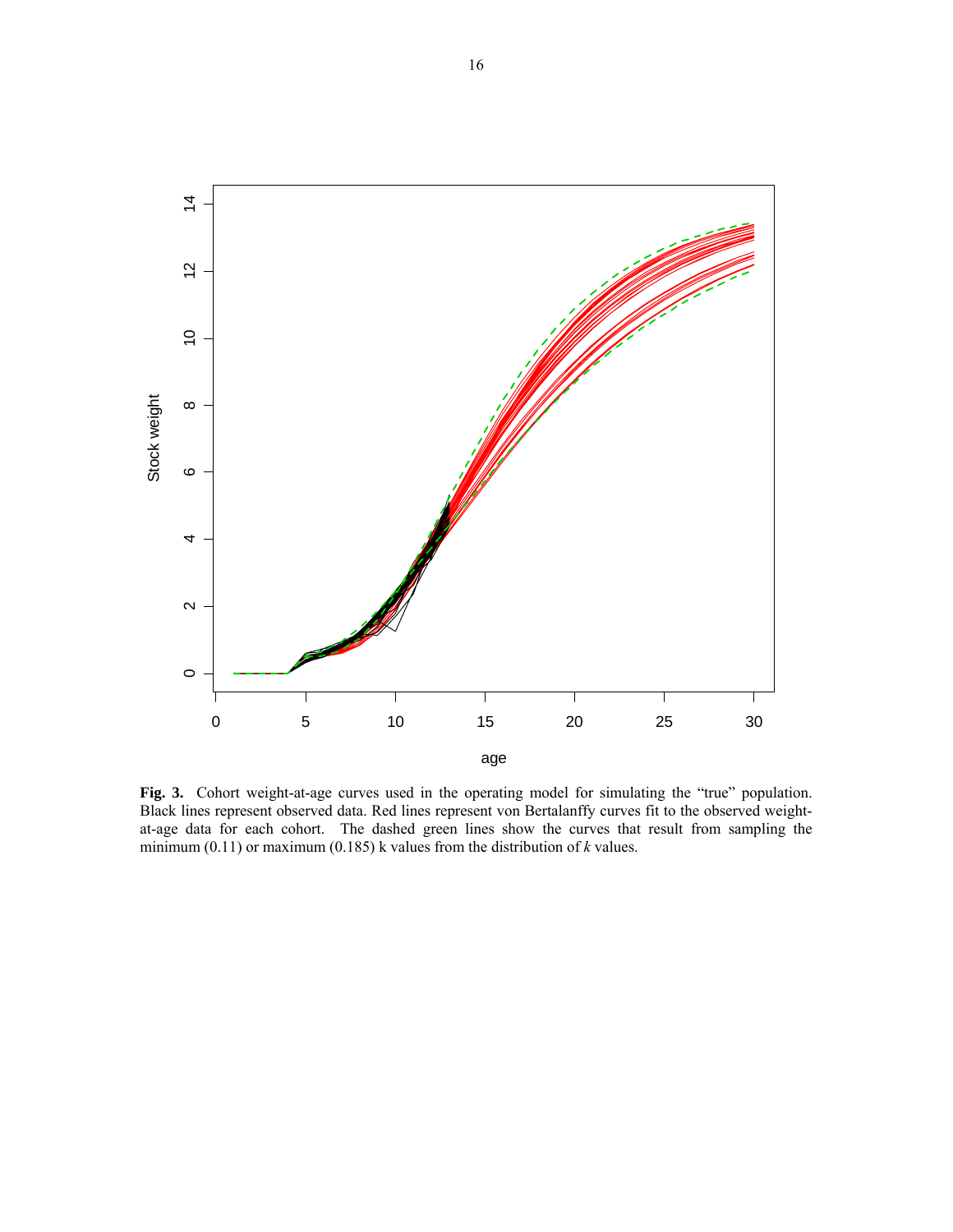**Fig. 3.** Cohort weight-at-age curves used in the operating model for simulating the "true" population. Black lines represent observed data. Red lines represent von Bertalanffy curves fit to the observed weight-at-age data for each cohort. The dashed green lines show the curves that result from sampling the minimum (0.11) or maximum (0.185) k values from the distribution of *k* values.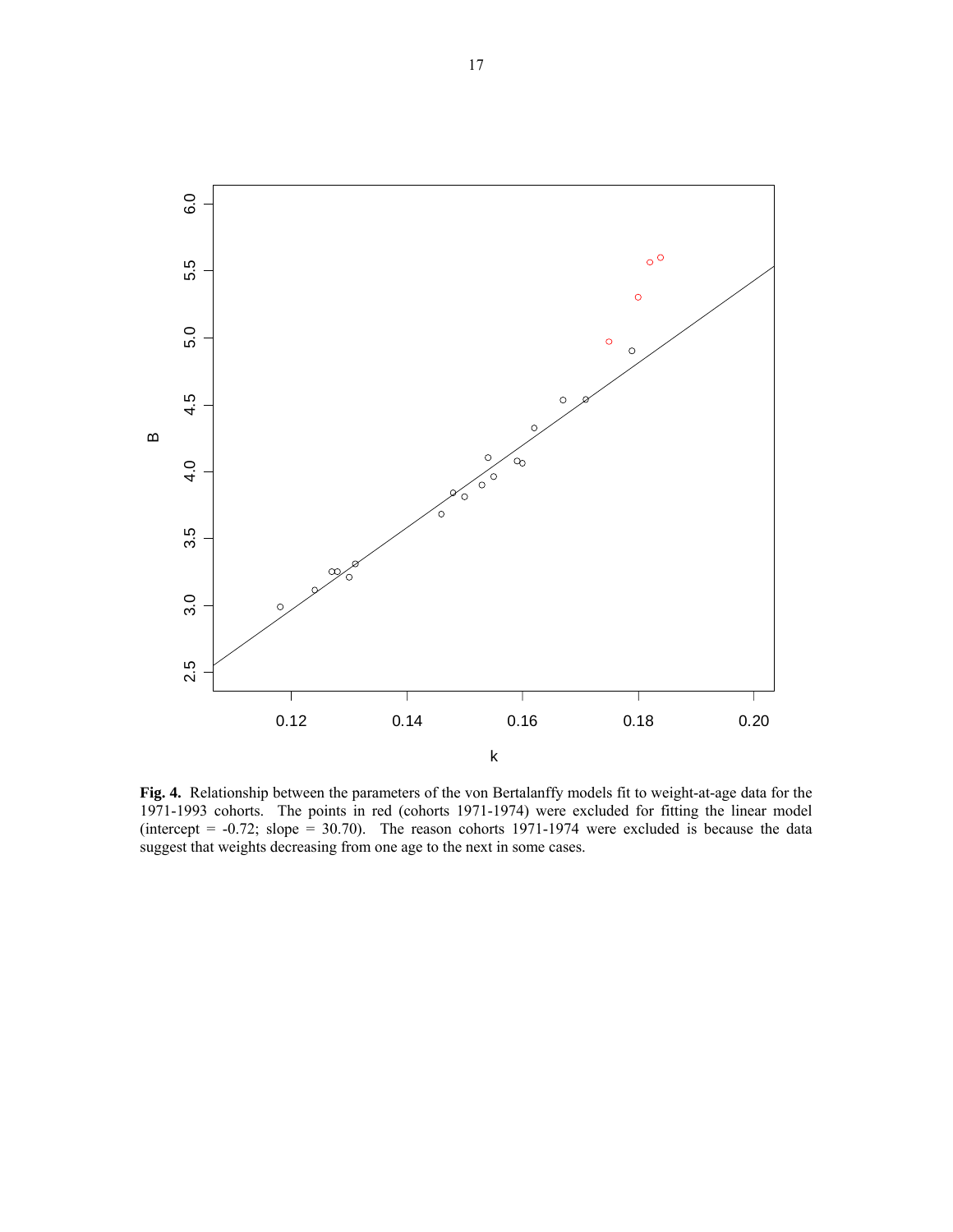**Fig. 4.** Relationship between the parameters of the von Bertalanffy models fit to weight-at-age data for the 1971-1993 cohorts. The points in red (cohorts 1971-1974) were excluded for fitting the linear model (intercept = -0.72; slope = 30.70). The reason cohorts 1971-1974 were excluded is because the data suggest that weights decreasing from one age to the next in some cases.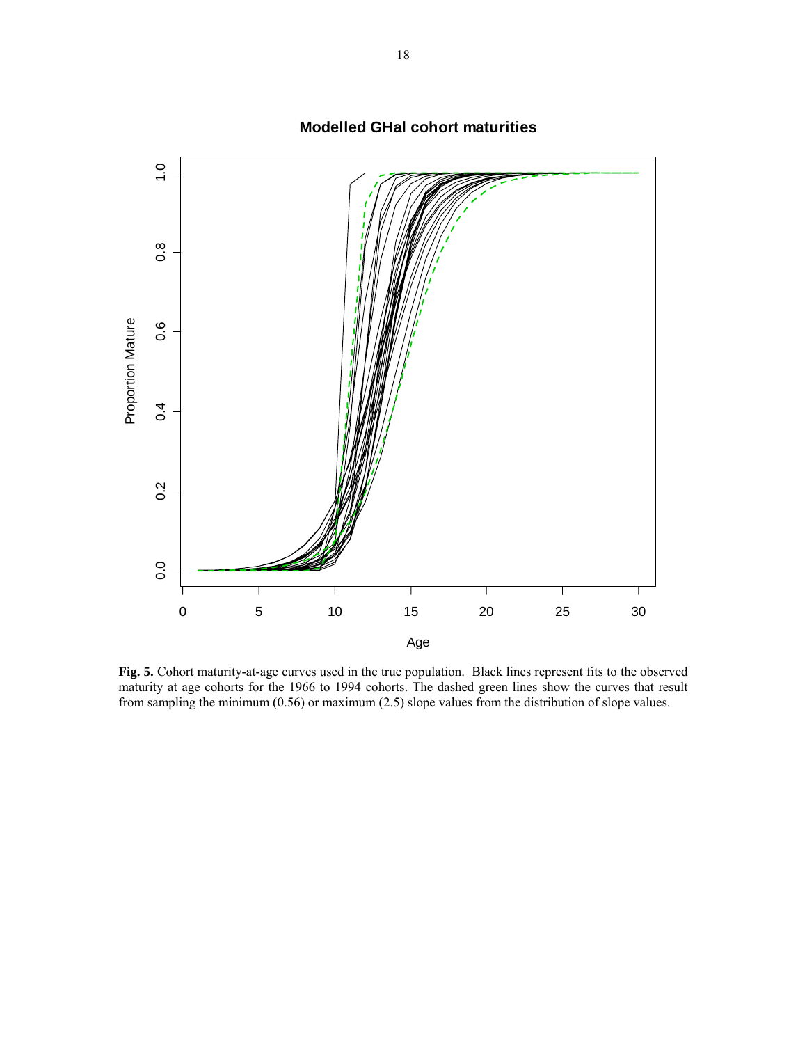**Fig. 5.** Cohort maturity-at-age curves used in the true population. Black lines represent fits to the observed maturity at age cohorts for the 1966 to 1994 cohorts. The dashed green lines show the curves that result from sampling the minimum (0.56) or maximum (2.5) slope values from the distribution of slope values.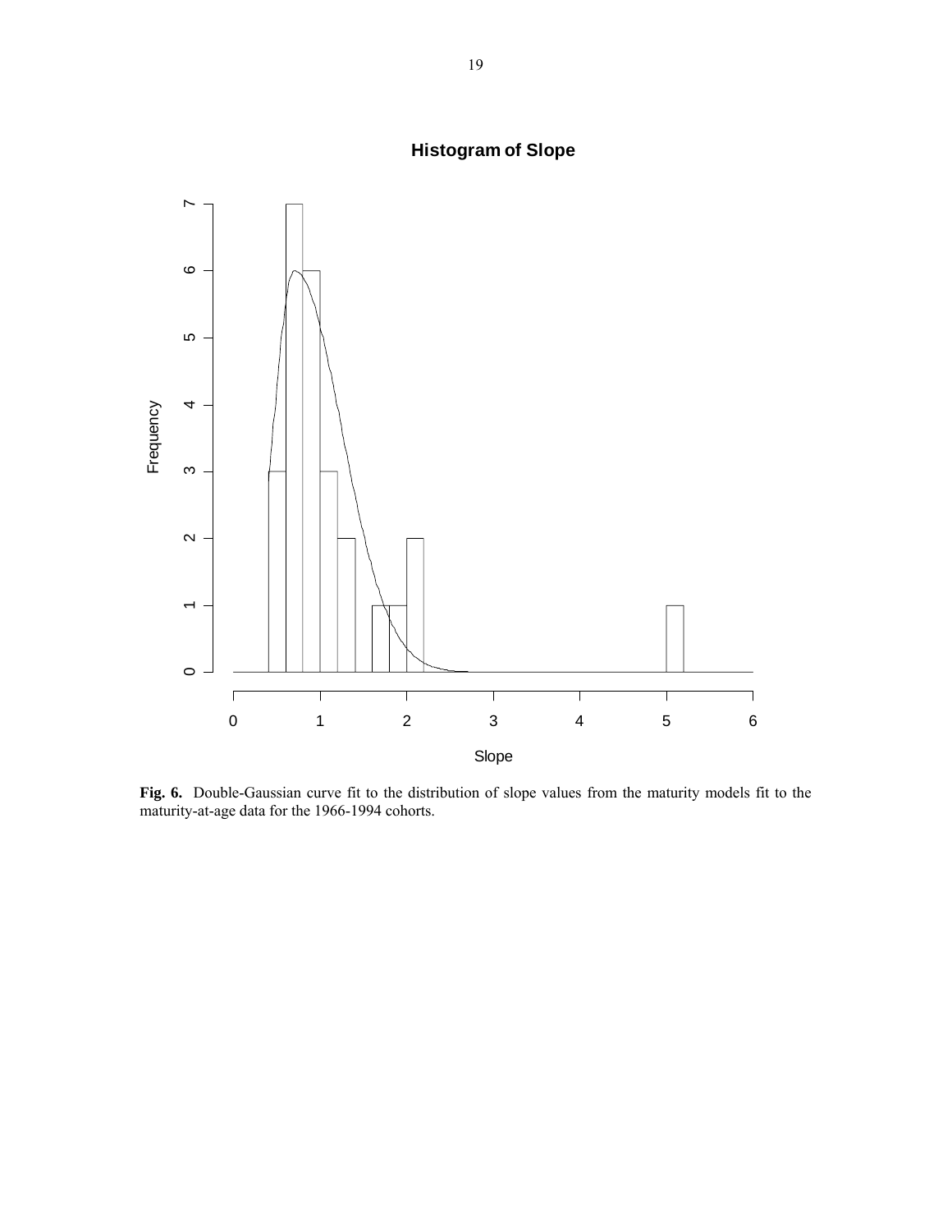**Fig. 6.** Double-Gaussian curve fit to the distribution of slope values from the maturity models fit to the maturity-at-age data for the 1966-1994 cohorts.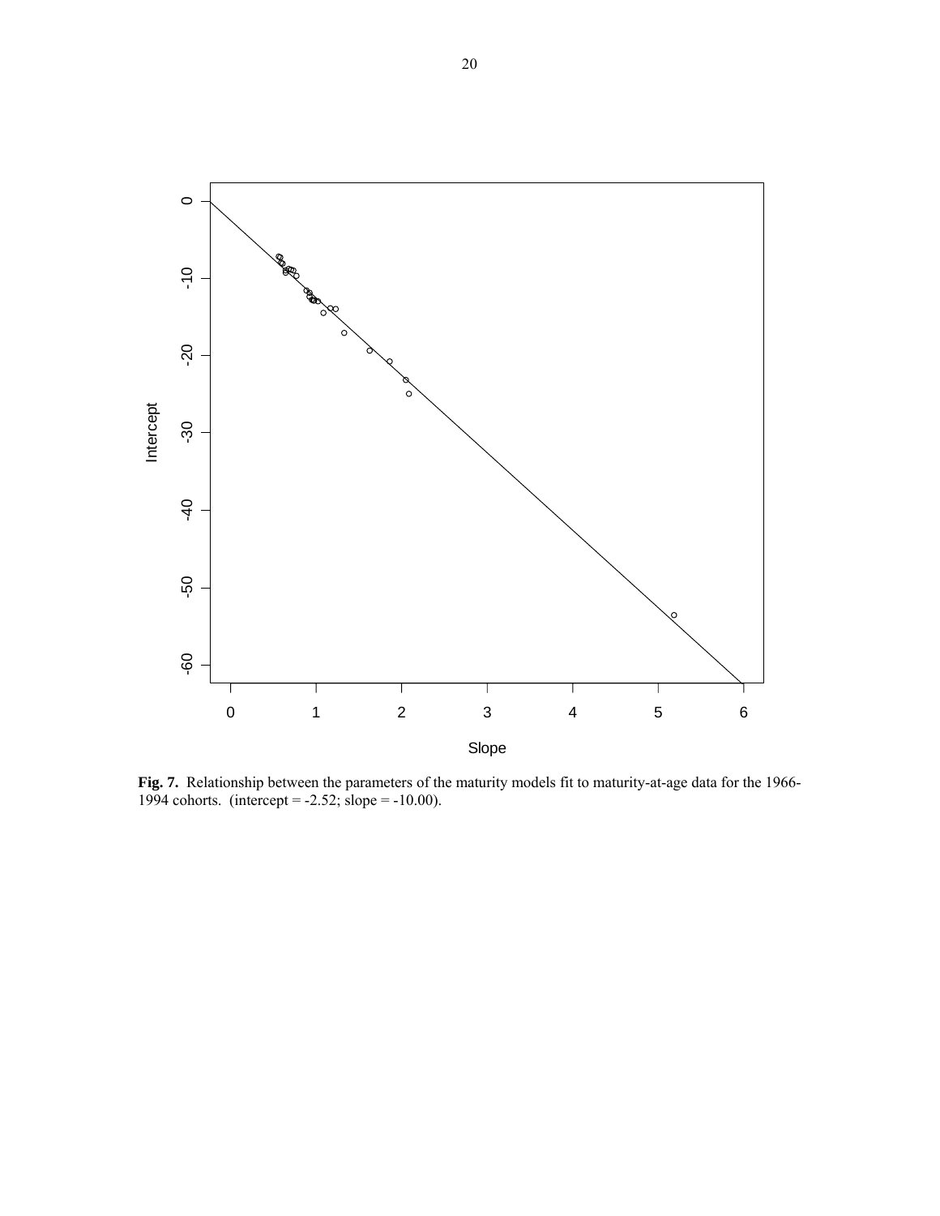**Fig. 7.** Relationship between the parameters of the maturity models fit to maturity-at-age data for the 1966-1994 cohorts. (intercept = -2.52; slope = -10.00).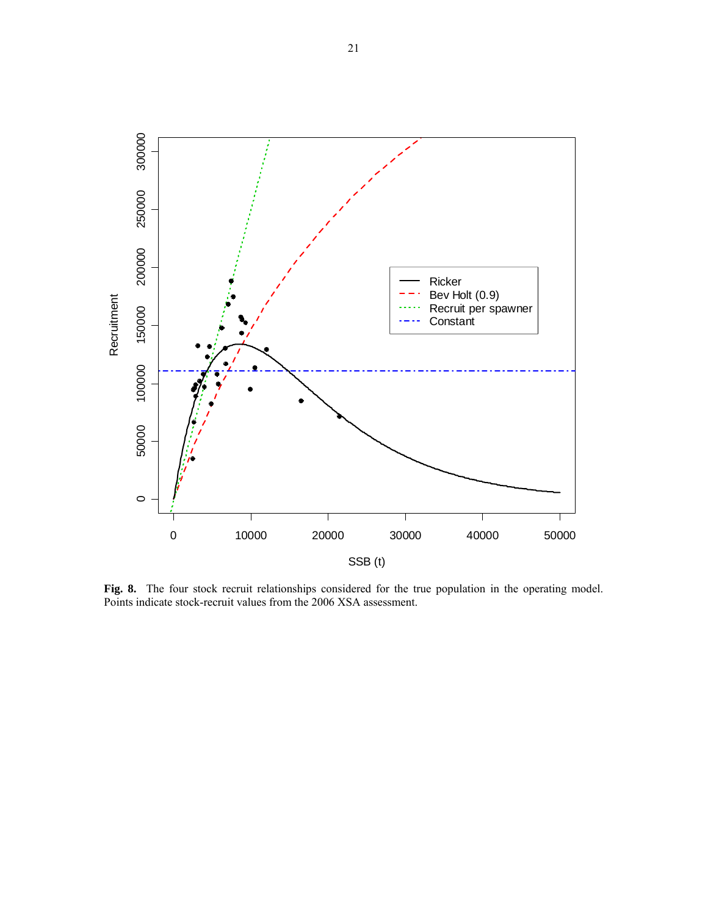**Fig. 8.** The four stock recruit relationships considered for the true population in the operating model. Points indicate stock-recruit values from the 2006 XSA assessment.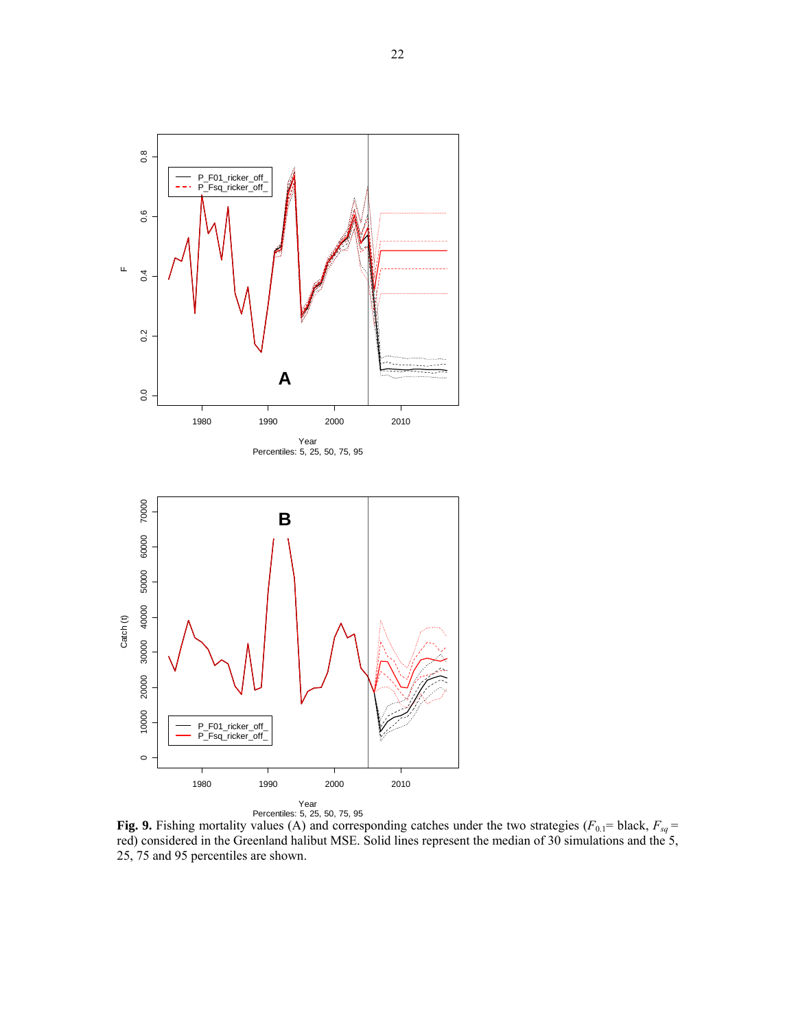**Fig. 9.** Fishing mortality values (A) and corresponding catches under the two strategies ($F_{0.1}$= black, $F_{sq}$ = red) considered in the Greenland halibut MSE. Solid lines represent the median of 30 simulations and the 5, 25, 75 and 95 percentiles are shown.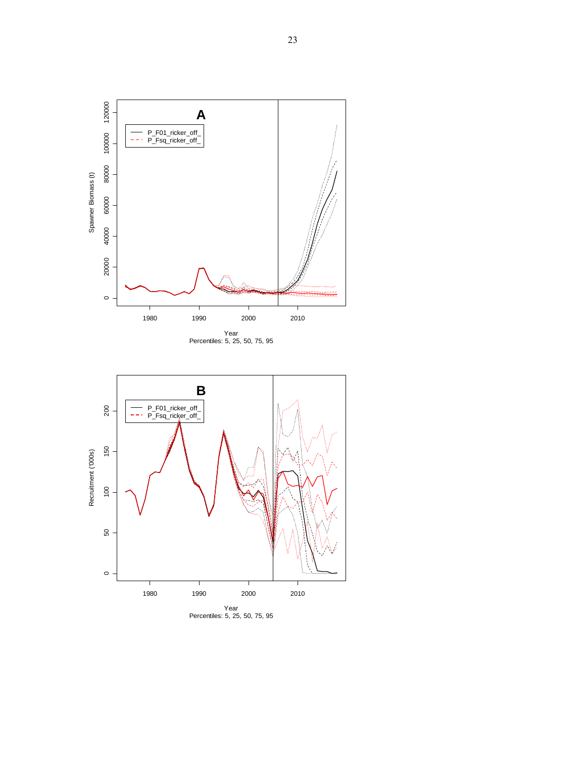**A**

- P_F01_ricker_off_
- P_Fsq_ricker_off_

Spawner Biomass (t)

Year
Percentiles: 5, 25, 50, 75, 95

**B**

- P_F01_ricker_off_
- P_Fsq_ricker_off_

Recruitment ('000s)

Year
Percentiles: 5, 25, 50, 75, 95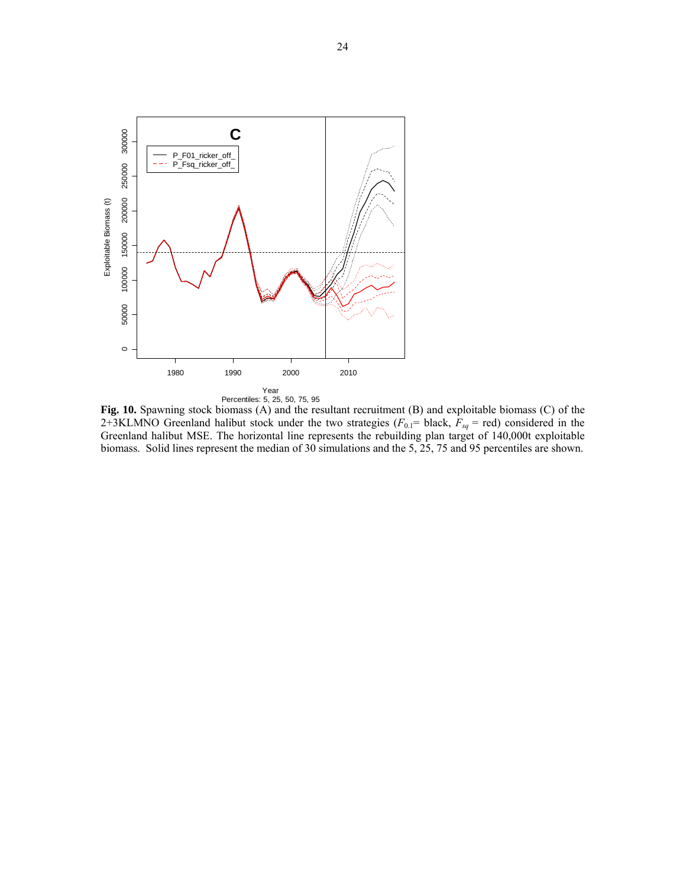**Fig. 10.** Spawning stock biomass (A) and the resultant recruitment (B) and exploitable biomass (C) of the 2+3KLMNO Greenland halibut stock under the two strategies ($F_{0.1}$= black, $F_{sq}$ = red) considered in the Greenland halibut MSE. The horizontal line represents the rebuilding plan target of 140,000t exploitable biomass. Solid lines represent the median of 30 simulations and the 5, 25, 75 and 95 percentiles are shown.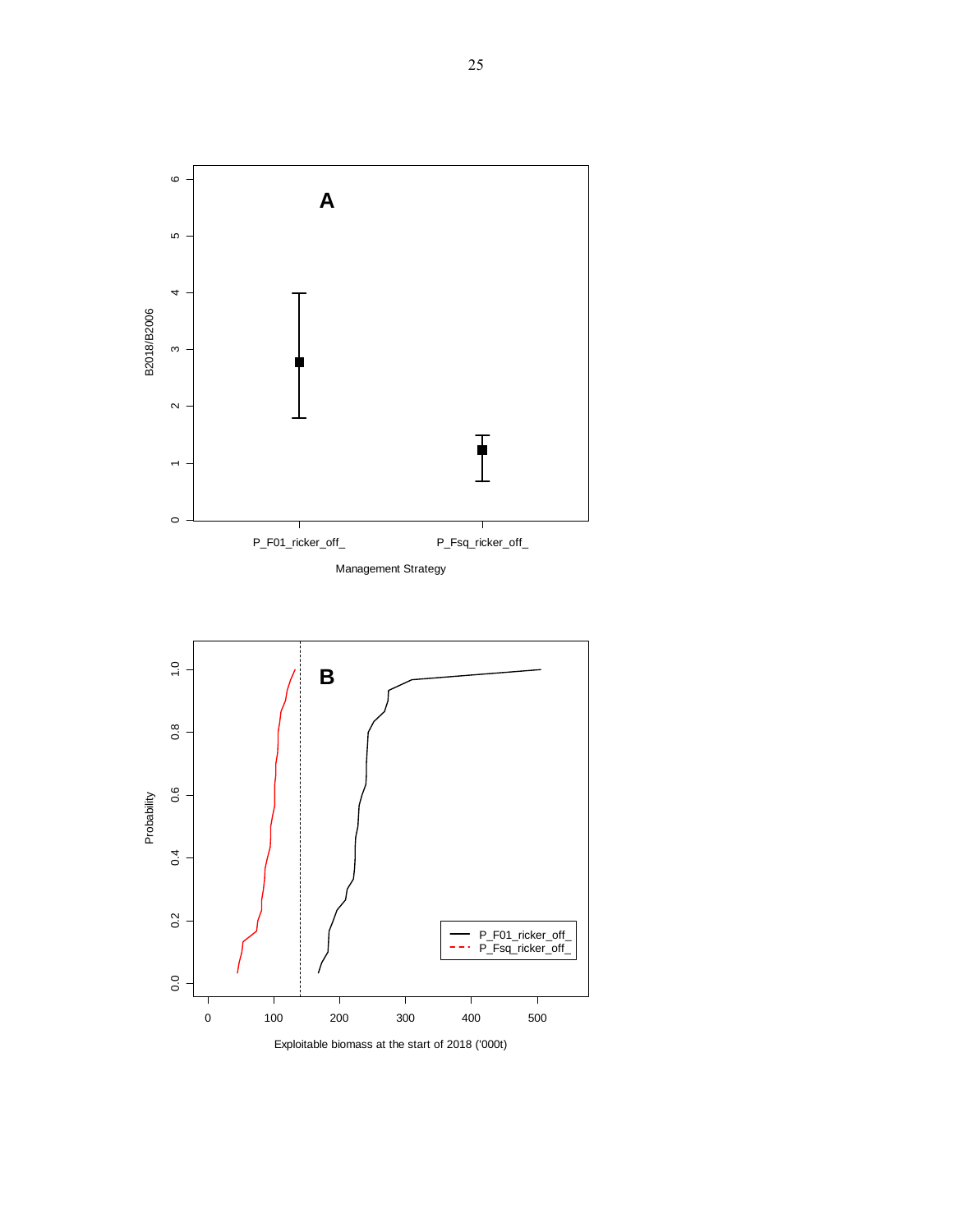A

B2018/B2006

P_F01_ricker_off_

P_Fsq_ricker_off_

Management Strategy

B

Probability

P_F01_ricker_off_
P_Fsq_ricker_off_

Exploitable biomass at the start of 2018 ('000t)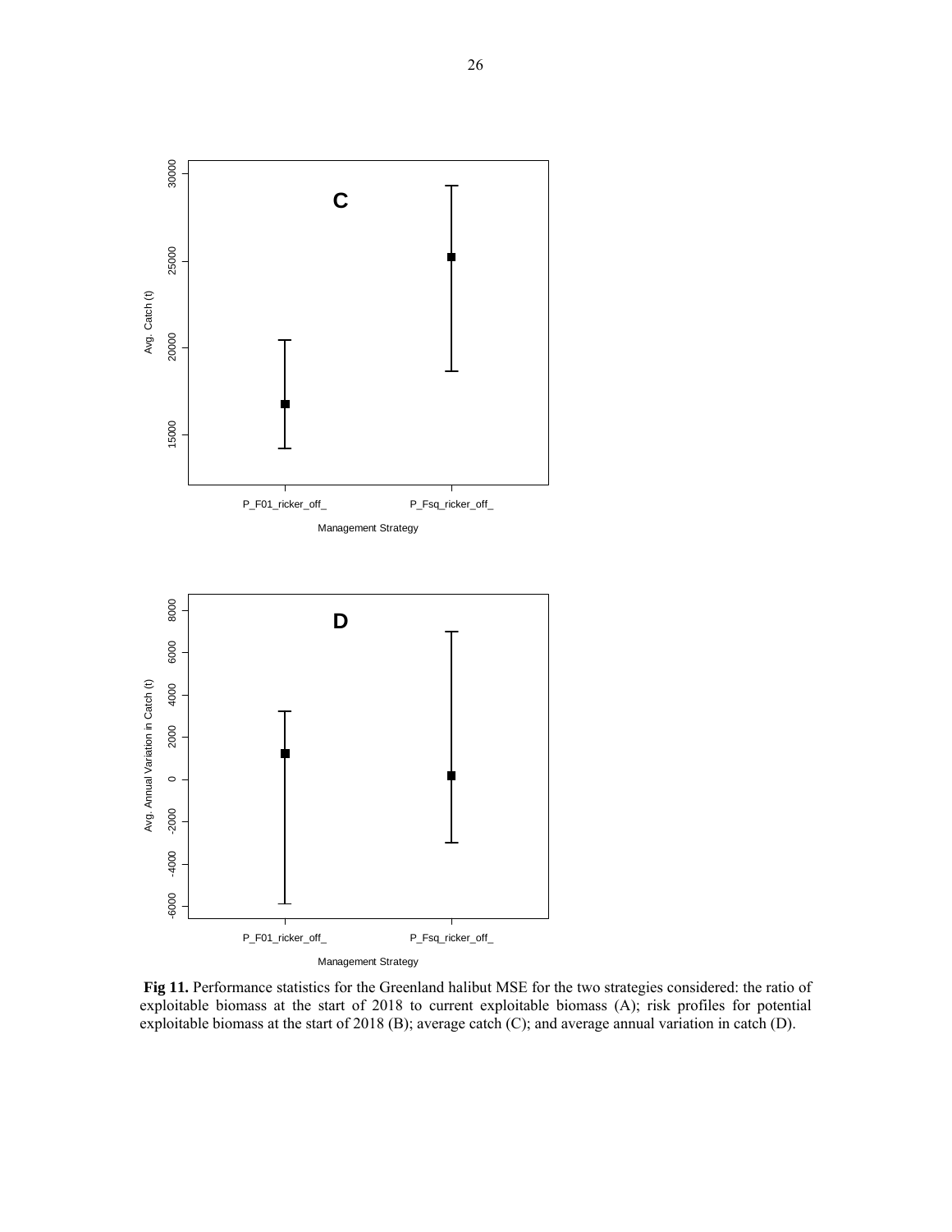C

30000

25000

20000

15000

Avg. Catch (t)

P_F01_ricker_off_

P_Fsq_ricker_off_

Management Strategy

D

8000

6000

4000

2000

0

-2000

-4000

-6000

Avg. Annual Variation in Catch (t)

P_F01_ricker_off_

P_Fsq_ricker_off_

Management Strategy

**Fig 11.** Performance statistics for the Greenland halibut MSE for the two strategies considered: the ratio of exploitable biomass at the start of 2018 to current exploitable biomass (A); risk profiles for potential exploitable biomass at the start of 2018 (B); average catch (C); and average annual variation in catch (D).